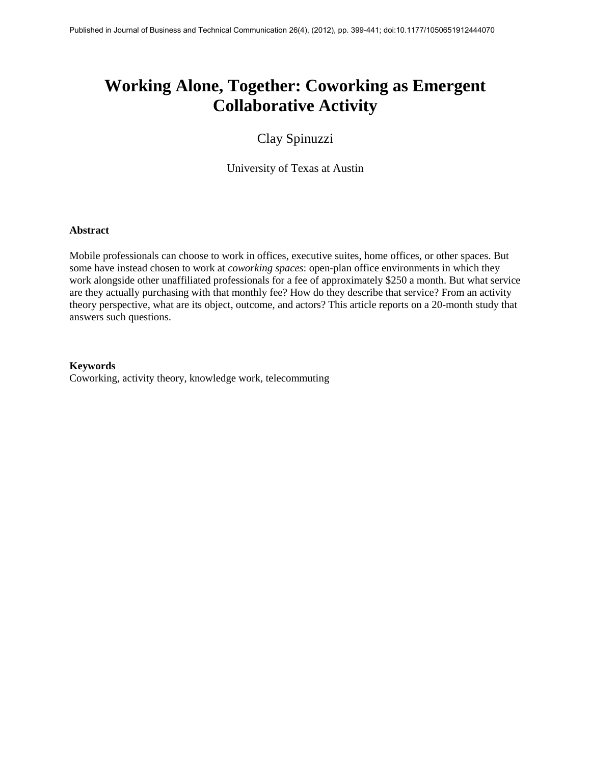Published in Journal of Business and Technical Communication 26(4), (2012), pp. 399-441; doi:10.1177/1050651912444070

# Working Alone, Together: Coworking as Emergent Collaborative Activity

Clay Spinuzzi

University of Texas at Austin

**Abstract**

Mobile professionals can choose to work in offices, executive suites, home offices, or other spaces. But some have instead chosen to work at *coworking spaces*: open-plan office environments in which they work alongside other unaffiliated professionals for a fee of approximately $250 a month. But what service are they actually purchasing with that monthly fee? How do they describe that service? From an activity theory perspective, what are its object, outcome, and actors? This article reports on a 20-month study that answers such questions.

**Keywords**

Coworking, activity theory, knowledge work, telecommuting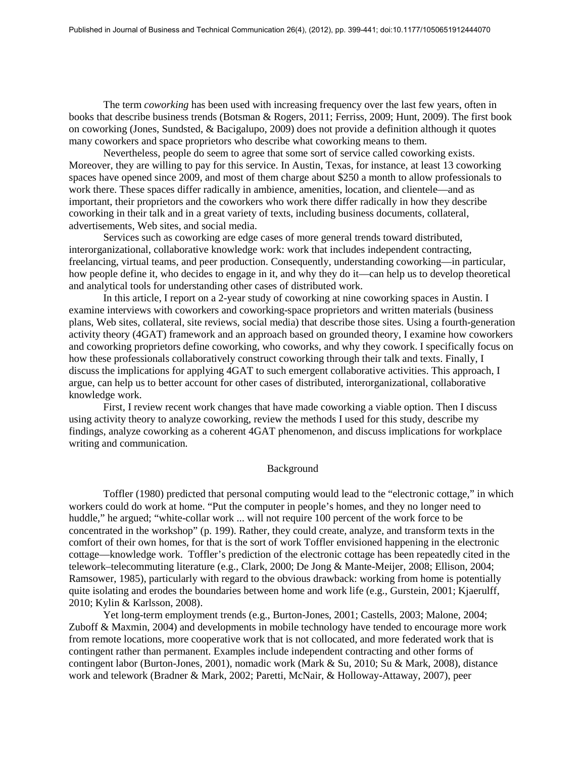The term *coworking* has been used with increasing frequency over the last few years, often in books that describe business trends (Botsman & Rogers, 2011; Ferriss, 2009; Hunt, 2009). The first book on coworking (Jones, Sundsted, & Bacigalupo, 2009) does not provide a definition although it quotes many coworkers and space proprietors who describe what coworking means to them.

Nevertheless, people do seem to agree that some sort of service called coworking exists. Moreover, they are willing to pay for this service. In Austin, Texas, for instance, at least 13 coworking spaces have opened since 2009, and most of them charge about $250 a month to allow professionals to work there. These spaces differ radically in ambience, amenities, location, and clientele—and as important, their proprietors and the coworkers who work there differ radically in how they describe coworking in their talk and in a great variety of texts, including business documents, collateral, advertisements, Web sites, and social media.

Services such as coworking are edge cases of more general trends toward distributed, interorganizational, collaborative knowledge work: work that includes independent contracting, freelancing, virtual teams, and peer production. Consequently, understanding coworking—in particular, how people define it, who decides to engage in it, and why they do it—can help us to develop theoretical and analytical tools for understanding other cases of distributed work.

In this article, I report on a 2-year study of coworking at nine coworking spaces in Austin. I examine interviews with coworkers and coworking-space proprietors and written materials (business plans, Web sites, collateral, site reviews, social media) that describe those sites. Using a fourth-generation activity theory (4GAT) framework and an approach based on grounded theory, I examine how coworkers and coworking proprietors define coworking, who coworks, and why they cowork. I specifically focus on how these professionals collaboratively construct coworking through their talk and texts. Finally, I discuss the implications for applying 4GAT to such emergent collaborative activities. This approach, I argue, can help us to better account for other cases of distributed, interorganizational, collaborative knowledge work.

First, I review recent work changes that have made coworking a viable option. Then I discuss using activity theory to analyze coworking, review the methods I used for this study, describe my findings, analyze coworking as a coherent 4GAT phenomenon, and discuss implications for workplace writing and communication.

## Background

Toffler (1980) predicted that personal computing would lead to the "electronic cottage," in which workers could do work at home. "Put the computer in people's homes, and they no longer need to huddle," he argued; "white-collar work ... will not require 100 percent of the work force to be concentrated in the workshop" (p. 199). Rather, they could create, analyze, and transform texts in the comfort of their own homes, for that is the sort of work Toffler envisioned happening in the electronic cottage—knowledge work. Toffler's prediction of the electronic cottage has been repeatedly cited in the telework–telecommuting literature (e.g., Clark, 2000; De Jong & Mante-Meijer, 2008; Ellison, 2004; Ramsower, 1985), particularly with regard to the obvious drawback: working from home is potentially quite isolating and erodes the boundaries between home and work life (e.g., Gurstein, 2001; Kjaerulff, 2010; Kylin & Karlsson, 2008).

Yet long-term employment trends (e.g., Burton-Jones, 2001; Castells, 2003; Malone, 2004; Zuboff & Maxmin, 2004) and developments in mobile technology have tended to encourage more work from remote locations, more cooperative work that is not collocated, and more federated work that is contingent rather than permanent. Examples include independent contracting and other forms of contingent labor (Burton-Jones, 2001), nomadic work (Mark & Su, 2010; Su & Mark, 2008), distance work and telework (Bradner & Mark, 2002; Paretti, McNair, & Holloway-Attaway, 2007), peer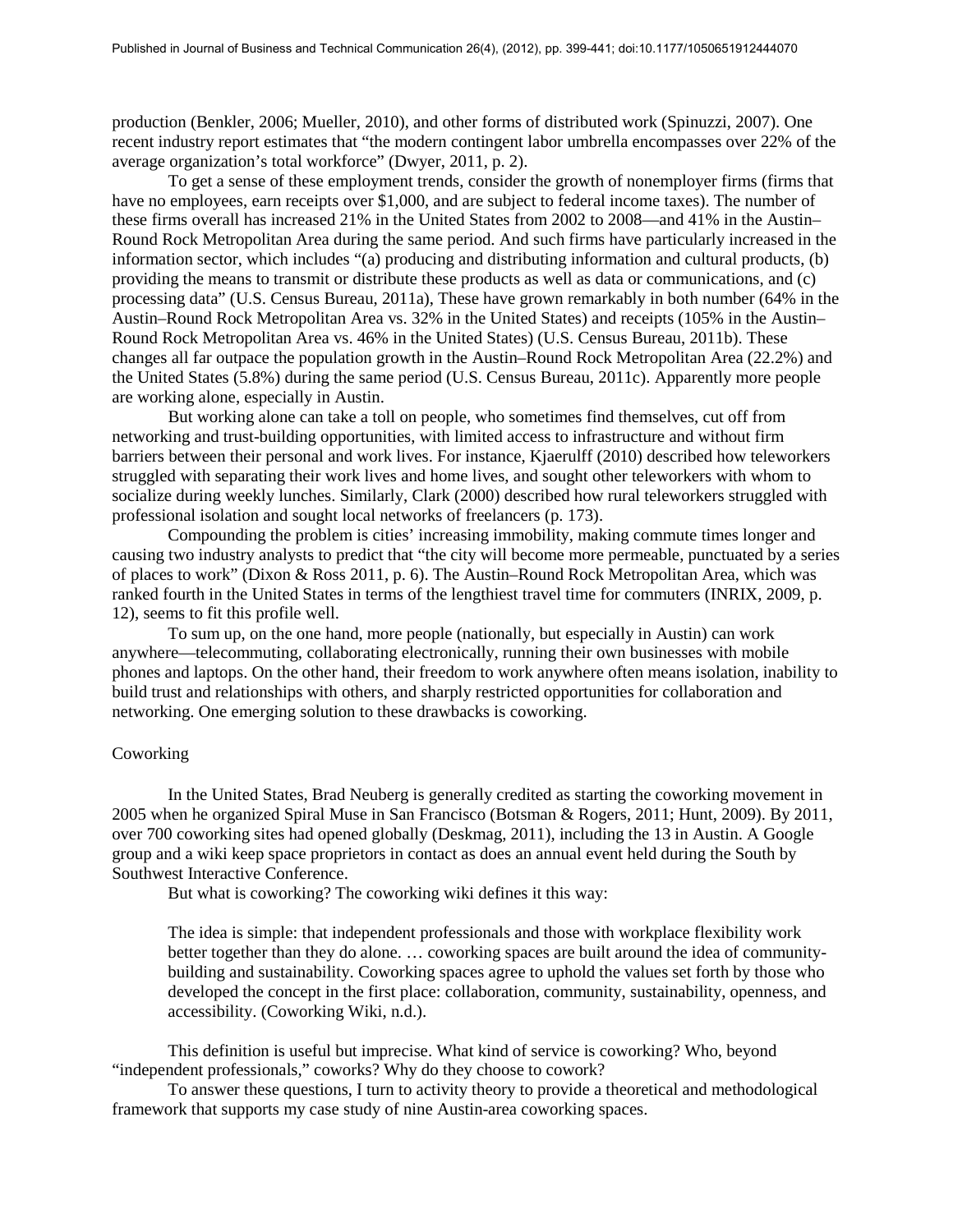production (Benkler, 2006; Mueller, 2010), and other forms of distributed work (Spinuzzi, 2007). One recent industry report estimates that "the modern contingent labor umbrella encompasses over 22% of the average organization's total workforce" (Dwyer, 2011, p. 2).

To get a sense of these employment trends, consider the growth of nonemployer firms (firms that have no employees, earn receipts over $1,000, and are subject to federal income taxes). The number of these firms overall has increased 21% in the United States from 2002 to 2008—and 41% in the Austin–Round Rock Metropolitan Area during the same period. And such firms have particularly increased in the information sector, which includes "(a) producing and distributing information and cultural products, (b) providing the means to transmit or distribute these products as well as data or communications, and (c) processing data" (U.S. Census Bureau, 2011a), These have grown remarkably in both number (64% in the Austin–Round Rock Metropolitan Area vs. 32% in the United States) and receipts (105% in the Austin–Round Rock Metropolitan Area vs. 46% in the United States) (U.S. Census Bureau, 2011b). These changes all far outpace the population growth in the Austin–Round Rock Metropolitan Area (22.2%) and the United States (5.8%) during the same period (U.S. Census Bureau, 2011c). Apparently more people are working alone, especially in Austin.

But working alone can take a toll on people, who sometimes find themselves, cut off from networking and trust-building opportunities, with limited access to infrastructure and without firm barriers between their personal and work lives. For instance, Kjaerulff (2010) described how teleworkers struggled with separating their work lives and home lives, and sought other teleworkers with whom to socialize during weekly lunches. Similarly, Clark (2000) described how rural teleworkers struggled with professional isolation and sought local networks of freelancers (p. 173).

Compounding the problem is cities' increasing immobility, making commute times longer and causing two industry analysts to predict that "the city will become more permeable, punctuated by a series of places to work" (Dixon & Ross 2011, p. 6). The Austin–Round Rock Metropolitan Area, which was ranked fourth in the United States in terms of the lengthiest travel time for commuters (INRIX, 2009, p. 12), seems to fit this profile well.

To sum up, on the one hand, more people (nationally, but especially in Austin) can work anywhere—telecommuting, collaborating electronically, running their own businesses with mobile phones and laptops. On the other hand, their freedom to work anywhere often means isolation, inability to build trust and relationships with others, and sharply restricted opportunities for collaboration and networking. One emerging solution to these drawbacks is coworking.

## Coworking

In the United States, Brad Neuberg is generally credited as starting the coworking movement in 2005 when he organized Spiral Muse in San Francisco (Botsman & Rogers, 2011; Hunt, 2009). By 2011, over 700 coworking sites had opened globally (Deskmag, 2011), including the 13 in Austin. A Google group and a wiki keep space proprietors in contact as does an annual event held during the South by Southwest Interactive Conference.

But what is coworking? The coworking wiki defines it this way:

> The idea is simple: that independent professionals and those with workplace flexibility work better together than they do alone. … coworking spaces are built around the idea of community-building and sustainability. Coworking spaces agree to uphold the values set forth by those who developed the concept in the first place: collaboration, community, sustainability, openness, and accessibility. (Coworking Wiki, n.d.).

This definition is useful but imprecise. What kind of service is coworking? Who, beyond "independent professionals," coworks? Why do they choose to cowork?

To answer these questions, I turn to activity theory to provide a theoretical and methodological framework that supports my case study of nine Austin-area coworking spaces.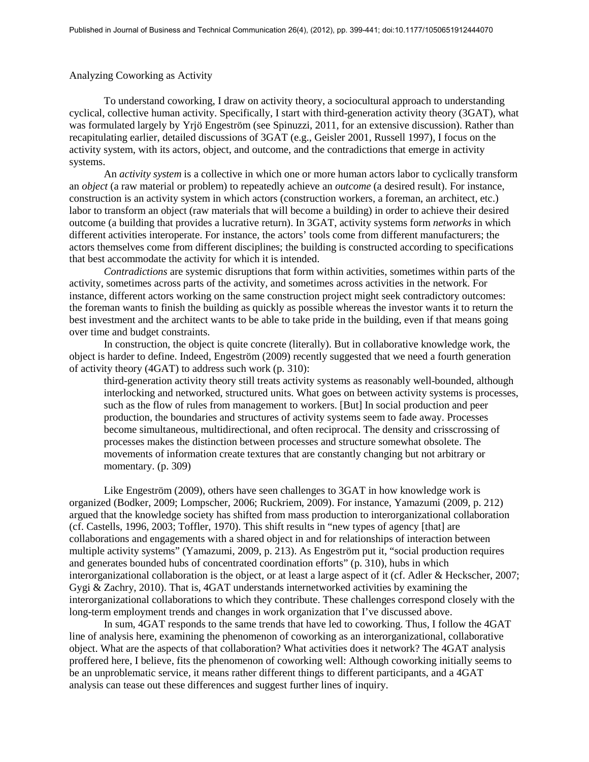## Analyzing Coworking as Activity

To understand coworking, I draw on activity theory, a sociocultural approach to understanding cyclical, collective human activity. Specifically, I start with third-generation activity theory (3GAT), what was formulated largely by Yrjö Engeström (see Spinuzzi, 2011, for an extensive discussion). Rather than recapitulating earlier, detailed discussions of 3GAT (e.g., Geisler 2001, Russell 1997), I focus on the activity system, with its actors, object, and outcome, and the contradictions that emerge in activity systems.

An *activity system* is a collective in which one or more human actors labor to cyclically transform an *object* (a raw material or problem) to repeatedly achieve an *outcome* (a desired result). For instance, construction is an activity system in which actors (construction workers, a foreman, an architect, etc.) labor to transform an object (raw materials that will become a building) in order to achieve their desired outcome (a building that provides a lucrative return). In 3GAT, activity systems form *networks* in which different activities interoperate. For instance, the actors' tools come from different manufacturers; the actors themselves come from different disciplines; the building is constructed according to specifications that best accommodate the activity for which it is intended.

*Contradictions* are systemic disruptions that form within activities, sometimes within parts of the activity, sometimes across parts of the activity, and sometimes across activities in the network. For instance, different actors working on the same construction project might seek contradictory outcomes: the foreman wants to finish the building as quickly as possible whereas the investor wants it to return the best investment and the architect wants to be able to take pride in the building, even if that means going over time and budget constraints.

In construction, the object is quite concrete (literally). But in collaborative knowledge work, the object is harder to define. Indeed, Engeström (2009) recently suggested that we need a fourth generation of activity theory (4GAT) to address such work (p. 310):

> third-generation activity theory still treats activity systems as reasonably well-bounded, although interlocking and networked, structured units. What goes on between activity systems is processes, such as the flow of rules from management to workers. [But] In social production and peer production, the boundaries and structures of activity systems seem to fade away. Processes become simultaneous, multidirectional, and often reciprocal. The density and crisscrossing of processes makes the distinction between processes and structure somewhat obsolete. The movements of information create textures that are constantly changing but not arbitrary or momentary. (p. 309)

Like Engeström (2009), others have seen challenges to 3GAT in how knowledge work is organized (Bodker, 2009; Lompscher, 2006; Ruckriem, 2009). For instance, Yamazumi (2009, p. 212) argued that the knowledge society has shifted from mass production to interorganizational collaboration (cf. Castells, 1996, 2003; Toffler, 1970). This shift results in "new types of agency [that] are collaborations and engagements with a shared object in and for relationships of interaction between multiple activity systems" (Yamazumi, 2009, p. 213). As Engeström put it, "social production requires and generates bounded hubs of concentrated coordination efforts" (p. 310), hubs in which interorganizational collaboration is the object, or at least a large aspect of it (cf. Adler & Heckscher, 2007; Gygi & Zachry, 2010). That is, 4GAT understands internetworked activities by examining the interorganizational collaborations to which they contribute. These challenges correspond closely with the long-term employment trends and changes in work organization that I've discussed above.

In sum, 4GAT responds to the same trends that have led to coworking. Thus, I follow the 4GAT line of analysis here, examining the phenomenon of coworking as an interorganizational, collaborative object. What are the aspects of that collaboration? What activities does it network? The 4GAT analysis proffered here, I believe, fits the phenomenon of coworking well: Although coworking initially seems to be an unproblematic service, it means rather different things to different participants, and a 4GAT analysis can tease out these differences and suggest further lines of inquiry.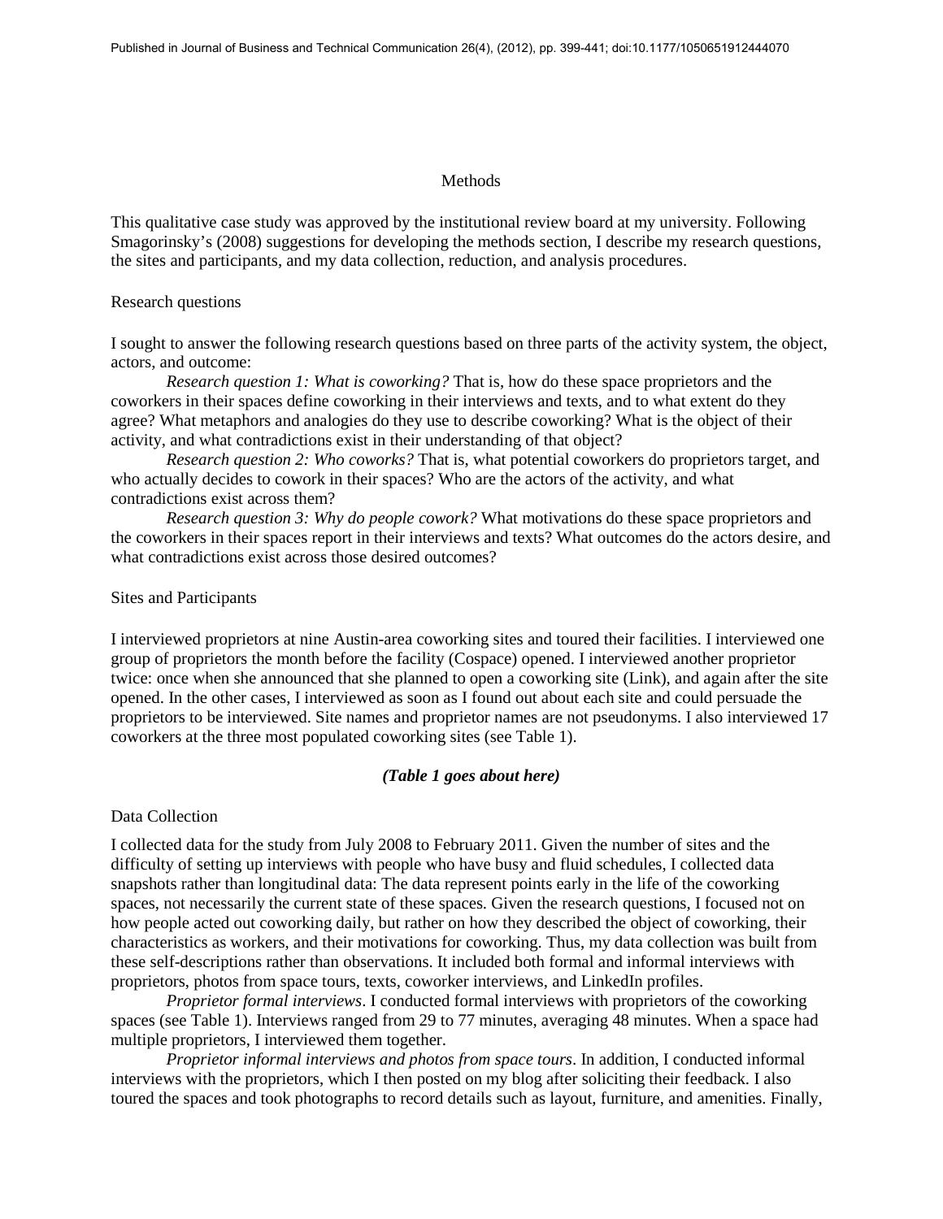## Methods

This qualitative case study was approved by the institutional review board at my university. Following Smagorinsky's (2008) suggestions for developing the methods section, I describe my research questions, the sites and participants, and my data collection, reduction, and analysis procedures.

### Research questions

I sought to answer the following research questions based on three parts of the activity system, the object, actors, and outcome:

*Research question 1: What is coworking?* That is, how do these space proprietors and the coworkers in their spaces define coworking in their interviews and texts, and to what extent do they agree? What metaphors and analogies do they use to describe coworking? What is the object of their activity, and what contradictions exist in their understanding of that object?

*Research question 2: Who coworks?* That is, what potential coworkers do proprietors target, and who actually decides to cowork in their spaces? Who are the actors of the activity, and what contradictions exist across them?

*Research question 3: Why do people cowork?* What motivations do these space proprietors and the coworkers in their spaces report in their interviews and texts? What outcomes do the actors desire, and what contradictions exist across those desired outcomes?

### Sites and Participants

I interviewed proprietors at nine Austin-area coworking sites and toured their facilities. I interviewed one group of proprietors the month before the facility (Cospace) opened. I interviewed another proprietor twice: once when she announced that she planned to open a coworking site (Link), and again after the site opened. In the other cases, I interviewed as soon as I found out about each site and could persuade the proprietors to be interviewed. Site names and proprietor names are not pseudonyms. I also interviewed 17 coworkers at the three most populated coworking sites (see Table 1).

***(Table 1 goes about here)***

### Data Collection

I collected data for the study from July 2008 to February 2011. Given the number of sites and the difficulty of setting up interviews with people who have busy and fluid schedules, I collected data snapshots rather than longitudinal data: The data represent points early in the life of the coworking spaces, not necessarily the current state of these spaces. Given the research questions, I focused not on how people acted out coworking daily, but rather on how they described the object of coworking, their characteristics as workers, and their motivations for coworking. Thus, my data collection was built from these self-descriptions rather than observations. It included both formal and informal interviews with proprietors, photos from space tours, texts, coworker interviews, and LinkedIn profiles.

*Proprietor formal interviews*. I conducted formal interviews with proprietors of the coworking spaces (see Table 1). Interviews ranged from 29 to 77 minutes, averaging 48 minutes. When a space had multiple proprietors, I interviewed them together.

*Proprietor informal interviews and photos from space tours*. In addition, I conducted informal interviews with the proprietors, which I then posted on my blog after soliciting their feedback. I also toured the spaces and took photographs to record details such as layout, furniture, and amenities. Finally,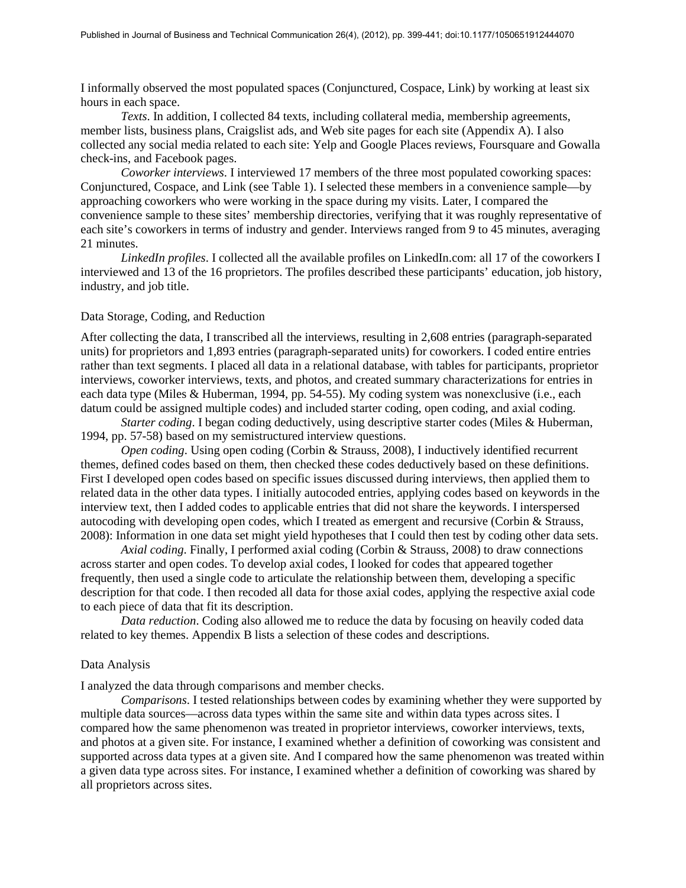I informally observed the most populated spaces (Conjunctured, Cospace, Link) by working at least six hours in each space.

*Texts*. In addition, I collected 84 texts, including collateral media, membership agreements, member lists, business plans, Craigslist ads, and Web site pages for each site (Appendix A). I also collected any social media related to each site: Yelp and Google Places reviews, Foursquare and Gowalla check-ins, and Facebook pages.

*Coworker interviews*. I interviewed 17 members of the three most populated coworking spaces: Conjunctured, Cospace, and Link (see Table 1). I selected these members in a convenience sample—by approaching coworkers who were working in the space during my visits. Later, I compared the convenience sample to these sites' membership directories, verifying that it was roughly representative of each site's coworkers in terms of industry and gender. Interviews ranged from 9 to 45 minutes, averaging 21 minutes.

*LinkedIn profiles*. I collected all the available profiles on LinkedIn.com: all 17 of the coworkers I interviewed and 13 of the 16 proprietors. The profiles described these participants' education, job history, industry, and job title.

## Data Storage, Coding, and Reduction

After collecting the data, I transcribed all the interviews, resulting in 2,608 entries (paragraph-separated units) for proprietors and 1,893 entries (paragraph-separated units) for coworkers. I coded entire entries rather than text segments. I placed all data in a relational database, with tables for participants, proprietor interviews, coworker interviews, texts, and photos, and created summary characterizations for entries in each data type (Miles & Huberman, 1994, pp. 54-55). My coding system was nonexclusive (i.e., each datum could be assigned multiple codes) and included starter coding, open coding, and axial coding.

*Starter coding*. I began coding deductively, using descriptive starter codes (Miles & Huberman, 1994, pp. 57-58) based on my semistructured interview questions.

*Open coding*. Using open coding (Corbin & Strauss, 2008), I inductively identified recurrent themes, defined codes based on them, then checked these codes deductively based on these definitions. First I developed open codes based on specific issues discussed during interviews, then applied them to related data in the other data types. I initially autocoded entries, applying codes based on keywords in the interview text, then I added codes to applicable entries that did not share the keywords. I interspersed autocoding with developing open codes, which I treated as emergent and recursive (Corbin & Strauss, 2008): Information in one data set might yield hypotheses that I could then test by coding other data sets.

*Axial coding*. Finally, I performed axial coding (Corbin & Strauss, 2008) to draw connections across starter and open codes. To develop axial codes, I looked for codes that appeared together frequently, then used a single code to articulate the relationship between them, developing a specific description for that code. I then recoded all data for those axial codes, applying the respective axial code to each piece of data that fit its description.

*Data reduction*. Coding also allowed me to reduce the data by focusing on heavily coded data related to key themes. Appendix B lists a selection of these codes and descriptions.

## Data Analysis

I analyzed the data through comparisons and member checks.

*Comparisons*. I tested relationships between codes by examining whether they were supported by multiple data sources—across data types within the same site and within data types across sites. I compared how the same phenomenon was treated in proprietor interviews, coworker interviews, texts, and photos at a given site. For instance, I examined whether a definition of coworking was consistent and supported across data types at a given site. And I compared how the same phenomenon was treated within a given data type across sites. For instance, I examined whether a definition of coworking was shared by all proprietors across sites.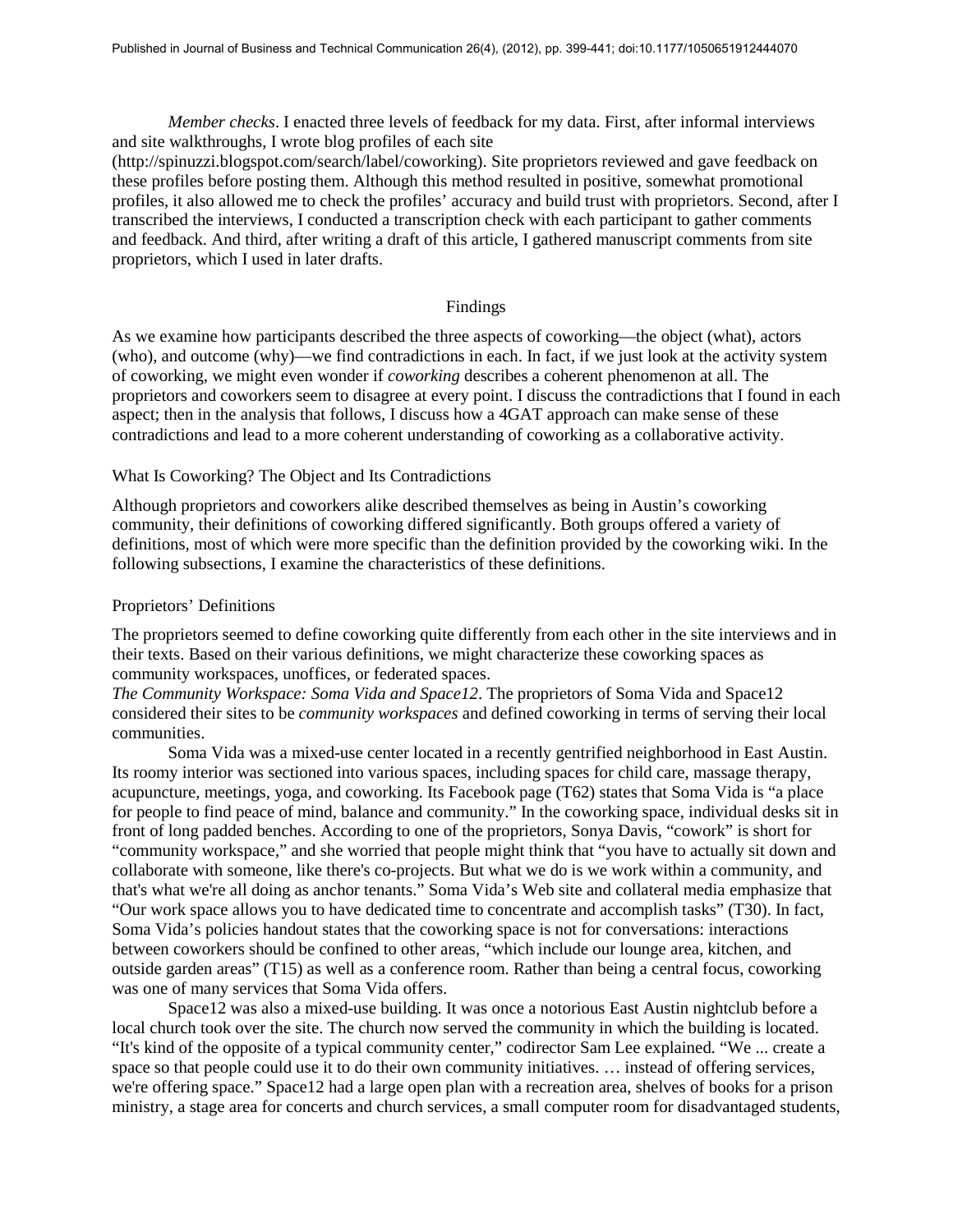*Member checks*. I enacted three levels of feedback for my data. First, after informal interviews and site walkthroughs, I wrote blog profiles of each site (http://spinuzzi.blogspot.com/search/label/coworking). Site proprietors reviewed and gave feedback on these profiles before posting them. Although this method resulted in positive, somewhat promotional profiles, it also allowed me to check the profiles' accuracy and build trust with proprietors. Second, after I transcribed the interviews, I conducted a transcription check with each participant to gather comments and feedback. And third, after writing a draft of this article, I gathered manuscript comments from site proprietors, which I used in later drafts.

## Findings

As we examine how participants described the three aspects of coworking—the object (what), actors (who), and outcome (why)—we find contradictions in each. In fact, if we just look at the activity system of coworking, we might even wonder if *coworking* describes a coherent phenomenon at all. The proprietors and coworkers seem to disagree at every point. I discuss the contradictions that I found in each aspect; then in the analysis that follows, I discuss how a 4GAT approach can make sense of these contradictions and lead to a more coherent understanding of coworking as a collaborative activity.

### What Is Coworking? The Object and Its Contradictions

Although proprietors and coworkers alike described themselves as being in Austin's coworking community, their definitions of coworking differed significantly. Both groups offered a variety of definitions, most of which were more specific than the definition provided by the coworking wiki. In the following subsections, I examine the characteristics of these definitions.

### Proprietors' Definitions

The proprietors seemed to define coworking quite differently from each other in the site interviews and in their texts. Based on their various definitions, we might characterize these coworking spaces as community workspaces, unoffices, or federated spaces.

*The Community Workspace: Soma Vida and Space12*. The proprietors of Soma Vida and Space12 considered their sites to be *community workspaces* and defined coworking in terms of serving their local communities.

Soma Vida was a mixed-use center located in a recently gentrified neighborhood in East Austin. Its roomy interior was sectioned into various spaces, including spaces for child care, massage therapy, acupuncture, meetings, yoga, and coworking. Its Facebook page (T62) states that Soma Vida is "a place for people to find peace of mind, balance and community." In the coworking space, individual desks sit in front of long padded benches. According to one of the proprietors, Sonya Davis, "cowork" is short for "community workspace," and she worried that people might think that "you have to actually sit down and collaborate with someone, like there's co-projects. But what we do is we work within a community, and that's what we're all doing as anchor tenants." Soma Vida's Web site and collateral media emphasize that "Our work space allows you to have dedicated time to concentrate and accomplish tasks" (T30). In fact, Soma Vida's policies handout states that the coworking space is not for conversations: interactions between coworkers should be confined to other areas, "which include our lounge area, kitchen, and outside garden areas" (T15) as well as a conference room. Rather than being a central focus, coworking was one of many services that Soma Vida offers.

Space12 was also a mixed-use building. It was once a notorious East Austin nightclub before a local church took over the site. The church now served the community in which the building is located. "It's kind of the opposite of a typical community center," codirector Sam Lee explained. "We ... create a space so that people could use it to do their own community initiatives. … instead of offering services, we're offering space." Space12 had a large open plan with a recreation area, shelves of books for a prison ministry, a stage area for concerts and church services, a small computer room for disadvantaged students,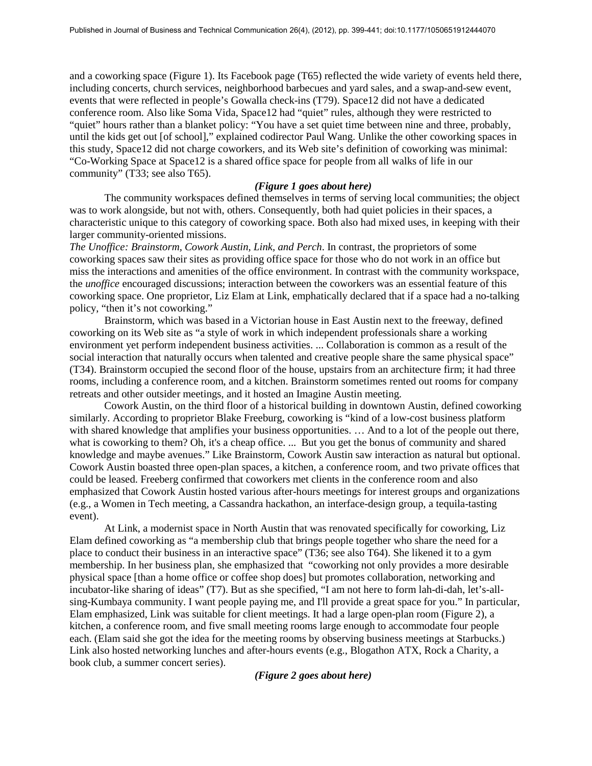and a coworking space (Figure 1). Its Facebook page (T65) reflected the wide variety of events held there, including concerts, church services, neighborhood barbecues and yard sales, and a swap-and-sew event, events that were reflected in people's Gowalla check-ins (T79). Space12 did not have a dedicated conference room. Also like Soma Vida, Space12 had "quiet" rules, although they were restricted to "quiet" hours rather than a blanket policy: "You have a set quiet time between nine and three, probably, until the kids get out [of school]," explained codirector Paul Wang. Unlike the other coworking spaces in this study, Space12 did not charge coworkers, and its Web site's definition of coworking was minimal: "Co-Working Space at Space12 is a shared office space for people from all walks of life in our community" (T33; see also T65).

*(Figure 1 goes about here)*

The community workspaces defined themselves in terms of serving local communities; the object was to work alongside, but not with, others. Consequently, both had quiet policies in their spaces, a characteristic unique to this category of coworking space. Both also had mixed uses, in keeping with their larger community-oriented missions.

*The Unoffice: Brainstorm, Cowork Austin, Link, and Perch*. In contrast, the proprietors of some coworking spaces saw their sites as providing office space for those who do not work in an office but miss the interactions and amenities of the office environment. In contrast with the community workspace, the *unoffice* encouraged discussions; interaction between the coworkers was an essential feature of this coworking space. One proprietor, Liz Elam at Link, emphatically declared that if a space had a no-talking policy, "then it's not coworking."

Brainstorm, which was based in a Victorian house in East Austin next to the freeway, defined coworking on its Web site as "a style of work in which independent professionals share a working environment yet perform independent business activities. ... Collaboration is common as a result of the social interaction that naturally occurs when talented and creative people share the same physical space" (T34). Brainstorm occupied the second floor of the house, upstairs from an architecture firm; it had three rooms, including a conference room, and a kitchen. Brainstorm sometimes rented out rooms for company retreats and other outsider meetings, and it hosted an Imagine Austin meeting.

Cowork Austin, on the third floor of a historical building in downtown Austin, defined coworking similarly. According to proprietor Blake Freeburg, coworking is "kind of a low-cost business platform with shared knowledge that amplifies your business opportunities. … And to a lot of the people out there, what is coworking to them? Oh, it's a cheap office. ... But you get the bonus of community and shared knowledge and maybe avenues." Like Brainstorm, Cowork Austin saw interaction as natural but optional. Cowork Austin boasted three open-plan spaces, a kitchen, a conference room, and two private offices that could be leased. Freeberg confirmed that coworkers met clients in the conference room and also emphasized that Cowork Austin hosted various after-hours meetings for interest groups and organizations (e.g., a Women in Tech meeting, a Cassandra hackathon, an interface-design group, a tequila-tasting event).

At Link, a modernist space in North Austin that was renovated specifically for coworking, Liz Elam defined coworking as "a membership club that brings people together who share the need for a place to conduct their business in an interactive space" (T36; see also T64). She likened it to a gym membership. In her business plan, she emphasized that "coworking not only provides a more desirable physical space [than a home office or coffee shop does] but promotes collaboration, networking and incubator-like sharing of ideas" (T7). But as she specified, "I am not here to form lah-di-dah, let's-all-sing-Kumbaya community. I want people paying me, and I'll provide a great space for you." In particular, Elam emphasized, Link was suitable for client meetings. It had a large open-plan room (Figure 2), a kitchen, a conference room, and five small meeting rooms large enough to accommodate four people each. (Elam said she got the idea for the meeting rooms by observing business meetings at Starbucks.) Link also hosted networking lunches and after-hours events (e.g., Blogathon ATX, Rock a Charity, a book club, a summer concert series).

*(Figure 2 goes about here)*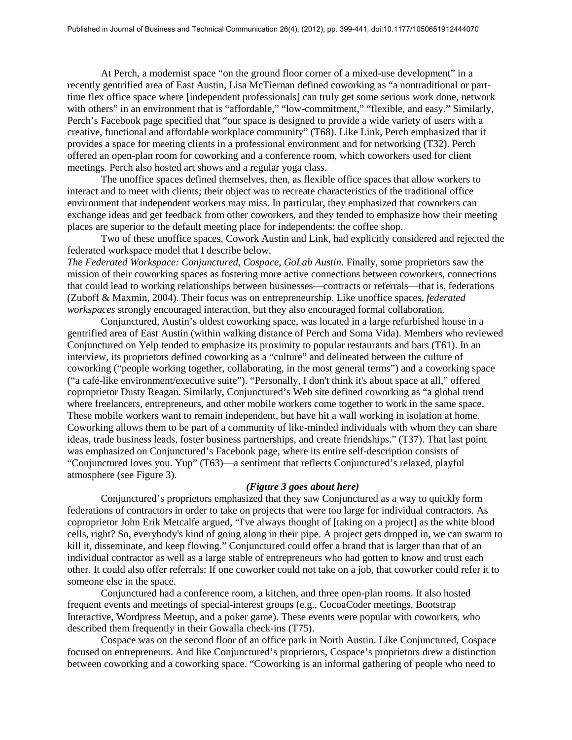At Perch, a modernist space "on the ground floor corner of a mixed-use development" in a recently gentrified area of East Austin, Lisa McTiernan defined coworking as "a nontraditional or part-time flex office space where [independent professionals] can truly get some serious work done, network with others" in an environment that is "affordable," "low-commitment," "flexible, and easy." Similarly, Perch's Facebook page specified that "our space is designed to provide a wide variety of users with a creative, functional and affordable workplace community" (T68). Like Link, Perch emphasized that it provides a space for meeting clients in a professional environment and for networking (T32). Perch offered an open-plan room for coworking and a conference room, which coworkers used for client meetings. Perch also hosted art shows and a regular yoga class.

The unoffice spaces defined themselves, then, as flexible office spaces that allow workers to interact and to meet with clients; their object was to recreate characteristics of the traditional office environment that independent workers may miss. In particular, they emphasized that coworkers can exchange ideas and get feedback from other coworkers, and they tended to emphasize how their meeting places are superior to the default meeting place for independents: the coffee shop.

Two of these unoffice spaces, Cowork Austin and Link, had explicitly considered and rejected the federated workspace model that I describe below.

*The Federated Workspace: Conjunctured, Cospace, GoLab Austin*. Finally, some proprietors saw the mission of their coworking spaces as fostering more active connections between coworkers, connections that could lead to working relationships between businesses—contracts or referrals—that is, federations (Zuboff & Maxmin, 2004). Their focus was on entrepreneurship. Like unoffice spaces, *federated workspaces* strongly encouraged interaction, but they also encouraged formal collaboration.

Conjunctured, Austin's oldest coworking space, was located in a large refurbished house in a gentrified area of East Austin (within walking distance of Perch and Soma Vida). Members who reviewed Conjunctured on Yelp tended to emphasize its proximity to popular restaurants and bars (T61). In an interview, its proprietors defined coworking as a "culture" and delineated between the culture of coworking ("people working together, collaborating, in the most general terms") and a coworking space ("a café-like environment/executive suite"). "Personally, I don't think it's about space at all," offered coproprietor Dusty Reagan. Similarly, Conjunctured's Web site defined coworking as "a global trend where freelancers, entrepreneurs, and other mobile workers come together to work in the same space. These mobile workers want to remain independent, but have hit a wall working in isolation at home. Coworking allows them to be part of a community of like-minded individuals with whom they can share ideas, trade business leads, foster business partnerships, and create friendships." (T37). That last point was emphasized on Conjunctured's Facebook page, where its entire self-description consists of "Conjunctured loves you. Yup" (T63)—a sentiment that reflects Conjunctured's relaxed, playful atmosphere (see Figure 3).

***(Figure 3 goes about here)***

Conjunctured's proprietors emphasized that they saw Conjunctured as a way to quickly form federations of contractors in order to take on projects that were too large for individual contractors. As coproprietor John Erik Metcalfe argued, "I've always thought of [taking on a project] as the white blood cells, right? So, everybody's kind of going along in their pipe. A project gets dropped in, we can swarm to kill it, disseminate, and keep flowing." Conjunctured could offer a brand that is larger than that of an individual contractor as well as a large stable of entrepreneurs who had gotten to know and trust each other. It could also offer referrals: If one coworker could not take on a job, that coworker could refer it to someone else in the space.

Conjunctured had a conference room, a kitchen, and three open-plan rooms. It also hosted frequent events and meetings of special-interest groups (e.g., CocoaCoder meetings, Bootstrap Interactive, Wordpress Meetup, and a poker game). These events were popular with coworkers, who described them frequently in their Gowalla check-ins (T75).

Cospace was on the second floor of an office park in North Austin. Like Conjunctured, Cospace focused on entrepreneurs. And like Conjunctured's proprietors, Cospace's proprietors drew a distinction between coworking and a coworking space. "Coworking is an informal gathering of people who need to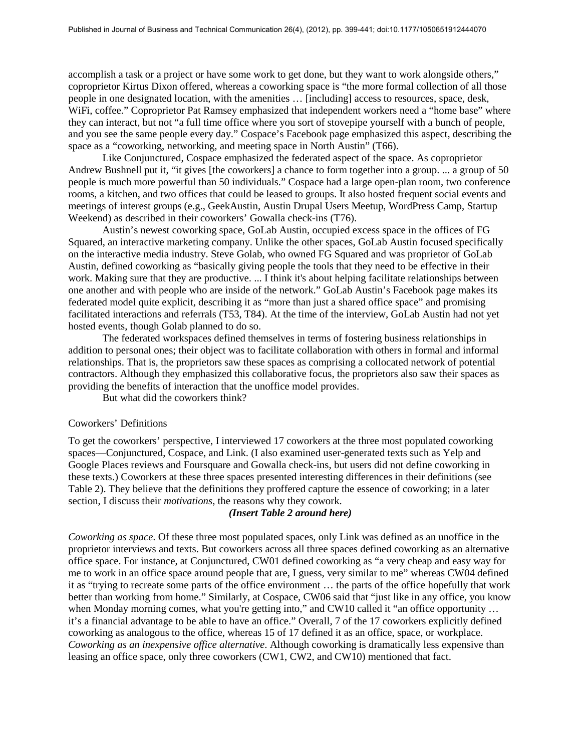accomplish a task or a project or have some work to get done, but they want to work alongside others," coproprietor Kirtus Dixon offered, whereas a coworking space is "the more formal collection of all those people in one designated location, with the amenities … [including] access to resources, space, desk, WiFi, coffee." Coproprietor Pat Ramsey emphasized that independent workers need a "home base" where they can interact, but not "a full time office where you sort of stovepipe yourself with a bunch of people, and you see the same people every day." Cospace's Facebook page emphasized this aspect, describing the space as a "coworking, networking, and meeting space in North Austin" (T66).

Like Conjunctured, Cospace emphasized the federated aspect of the space. As coproprietor Andrew Bushnell put it, "it gives [the coworkers] a chance to form together into a group. ... a group of 50 people is much more powerful than 50 individuals." Cospace had a large open-plan room, two conference rooms, a kitchen, and two offices that could be leased to groups. It also hosted frequent social events and meetings of interest groups (e.g., GeekAustin, Austin Drupal Users Meetup, WordPress Camp, Startup Weekend) as described in their coworkers' Gowalla check-ins (T76).

Austin's newest coworking space, GoLab Austin, occupied excess space in the offices of FG Squared, an interactive marketing company. Unlike the other spaces, GoLab Austin focused specifically on the interactive media industry. Steve Golab, who owned FG Squared and was proprietor of GoLab Austin, defined coworking as "basically giving people the tools that they need to be effective in their work. Making sure that they are productive. ... I think it's about helping facilitate relationships between one another and with people who are inside of the network." GoLab Austin's Facebook page makes its federated model quite explicit, describing it as "more than just a shared office space" and promising facilitated interactions and referrals (T53, T84). At the time of the interview, GoLab Austin had not yet hosted events, though Golab planned to do so.

The federated workspaces defined themselves in terms of fostering business relationships in addition to personal ones; their object was to facilitate collaboration with others in formal and informal relationships. That is, the proprietors saw these spaces as comprising a collocated network of potential contractors. Although they emphasized this collaborative focus, the proprietors also saw their spaces as providing the benefits of interaction that the unoffice model provides.

But what did the coworkers think?

Coworkers' Definitions

To get the coworkers' perspective, I interviewed 17 coworkers at the three most populated coworking spaces—Conjunctured, Cospace, and Link. (I also examined user-generated texts such as Yelp and Google Places reviews and Foursquare and Gowalla check-ins, but users did not define coworking in these texts.) Coworkers at these three spaces presented interesting differences in their definitions (see Table 2). They believe that the definitions they proffered capture the essence of coworking; in a later section, I discuss their *motivations*, the reasons why they cowork.

***(Insert Table 2 around here)***

*Coworking as space*. Of these three most populated spaces, only Link was defined as an unoffice in the proprietor interviews and texts. But coworkers across all three spaces defined coworking as an alternative office space. For instance, at Conjunctured, CW01 defined coworking as "a very cheap and easy way for me to work in an office space around people that are, I guess, very similar to me" whereas CW04 defined it as "trying to recreate some parts of the office environment … the parts of the office hopefully that work better than working from home." Similarly, at Cospace, CW06 said that "just like in any office, you know when Monday morning comes, what you're getting into," and CW10 called it "an office opportunity … it's a financial advantage to be able to have an office." Overall, 7 of the 17 coworkers explicitly defined coworking as analogous to the office, whereas 15 of 17 defined it as an office, space, or workplace.

*Coworking as an inexpensive office alternative*. Although coworking is dramatically less expensive than leasing an office space, only three coworkers (CW1, CW2, and CW10) mentioned that fact.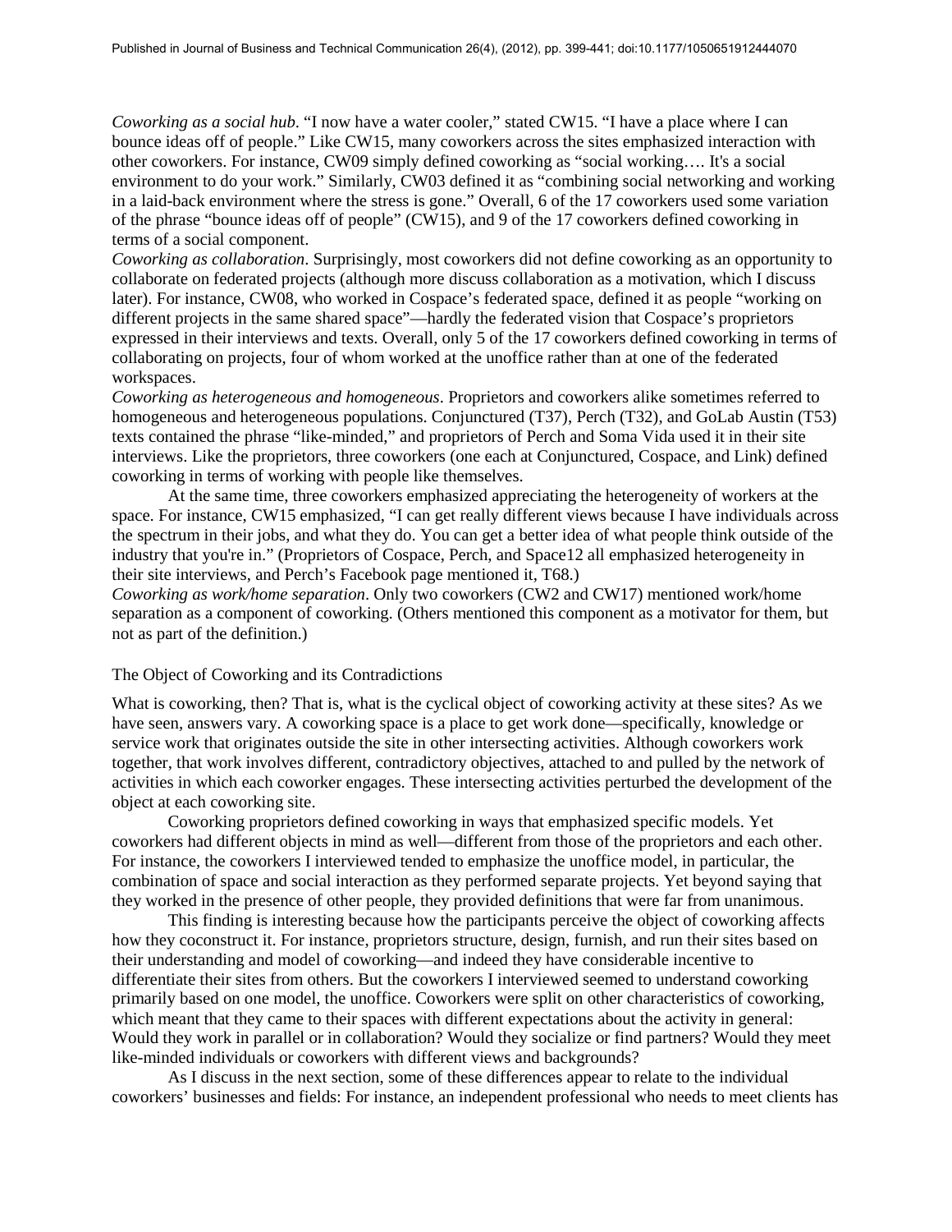*Coworking as a social hub*. "I now have a water cooler," stated CW15. "I have a place where I can bounce ideas off of people." Like CW15, many coworkers across the sites emphasized interaction with other coworkers. For instance, CW09 simply defined coworking as "social working…. It's a social environment to do your work." Similarly, CW03 defined it as "combining social networking and working in a laid-back environment where the stress is gone." Overall, 6 of the 17 coworkers used some variation of the phrase "bounce ideas off of people" (CW15), and 9 of the 17 coworkers defined coworking in terms of a social component.

*Coworking as collaboration*. Surprisingly, most coworkers did not define coworking as an opportunity to collaborate on federated projects (although more discuss collaboration as a motivation, which I discuss later). For instance, CW08, who worked in Cospace's federated space, defined it as people "working on different projects in the same shared space"—hardly the federated vision that Cospace's proprietors expressed in their interviews and texts. Overall, only 5 of the 17 coworkers defined coworking in terms of collaborating on projects, four of whom worked at the unoffice rather than at one of the federated workspaces.

*Coworking as heterogeneous and homogeneous*. Proprietors and coworkers alike sometimes referred to homogeneous and heterogeneous populations. Conjunctured (T37), Perch (T32), and GoLab Austin (T53) texts contained the phrase "like-minded," and proprietors of Perch and Soma Vida used it in their site interviews. Like the proprietors, three coworkers (one each at Conjunctured, Cospace, and Link) defined coworking in terms of working with people like themselves.

At the same time, three coworkers emphasized appreciating the heterogeneity of workers at the space. For instance, CW15 emphasized, "I can get really different views because I have individuals across the spectrum in their jobs, and what they do. You can get a better idea of what people think outside of the industry that you're in." (Proprietors of Cospace, Perch, and Space12 all emphasized heterogeneity in their site interviews, and Perch's Facebook page mentioned it, T68.)

*Coworking as work/home separation*. Only two coworkers (CW2 and CW17) mentioned work/home separation as a component of coworking. (Others mentioned this component as a motivator for them, but not as part of the definition.)

## The Object of Coworking and its Contradictions

What is coworking, then? That is, what is the cyclical object of coworking activity at these sites? As we have seen, answers vary. A coworking space is a place to get work done—specifically, knowledge or service work that originates outside the site in other intersecting activities. Although coworkers work together, that work involves different, contradictory objectives, attached to and pulled by the network of activities in which each coworker engages. These intersecting activities perturbed the development of the object at each coworking site.

Coworking proprietors defined coworking in ways that emphasized specific models. Yet coworkers had different objects in mind as well—different from those of the proprietors and each other. For instance, the coworkers I interviewed tended to emphasize the unoffice model, in particular, the combination of space and social interaction as they performed separate projects. Yet beyond saying that they worked in the presence of other people, they provided definitions that were far from unanimous.

This finding is interesting because how the participants perceive the object of coworking affects how they coconstruct it. For instance, proprietors structure, design, furnish, and run their sites based on their understanding and model of coworking—and indeed they have considerable incentive to differentiate their sites from others. But the coworkers I interviewed seemed to understand coworking primarily based on one model, the unoffice. Coworkers were split on other characteristics of coworking, which meant that they came to their spaces with different expectations about the activity in general: Would they work in parallel or in collaboration? Would they socialize or find partners? Would they meet like-minded individuals or coworkers with different views and backgrounds?

As I discuss in the next section, some of these differences appear to relate to the individual coworkers' businesses and fields: For instance, an independent professional who needs to meet clients has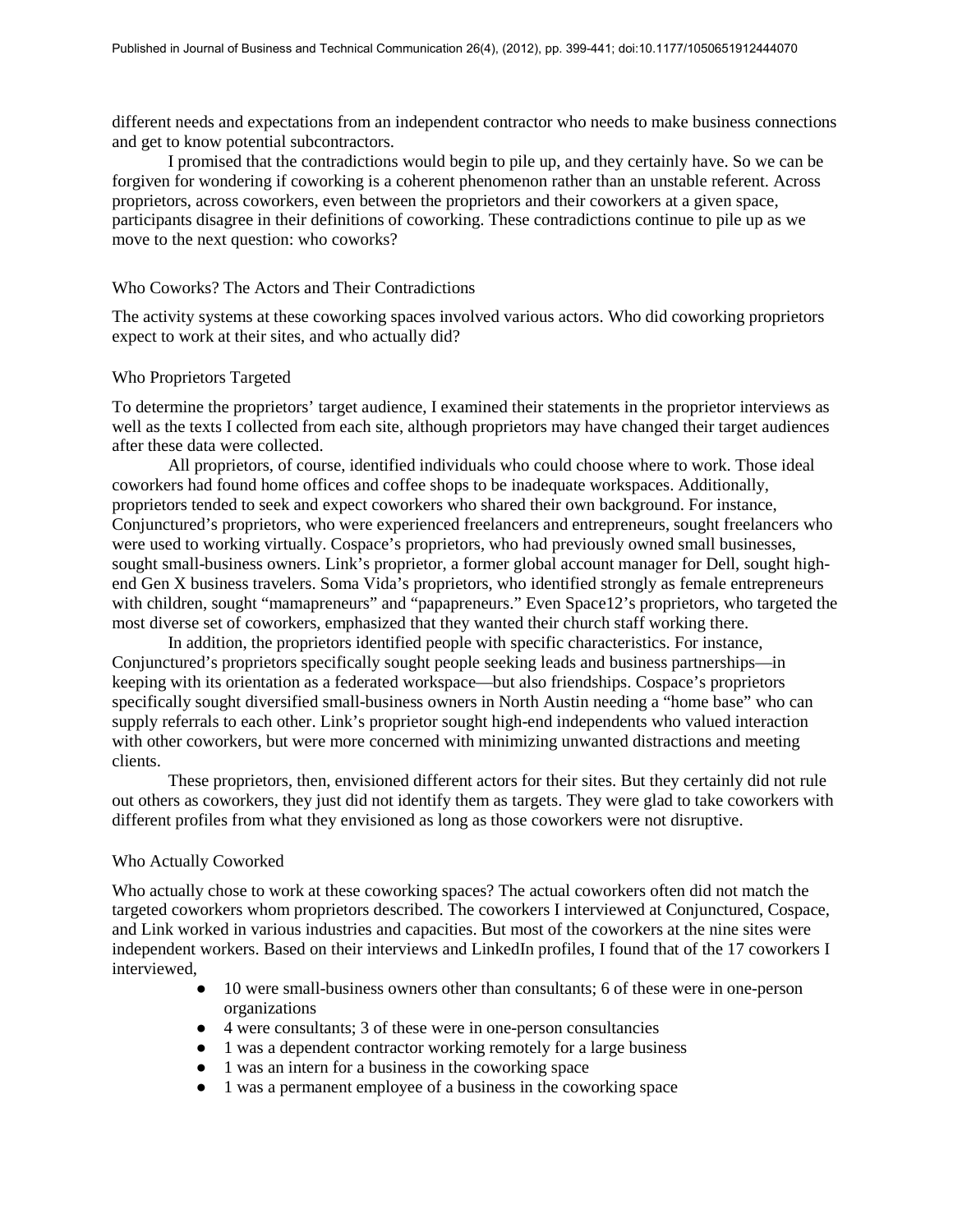different needs and expectations from an independent contractor who needs to make business connections and get to know potential subcontractors.

I promised that the contradictions would begin to pile up, and they certainly have. So we can be forgiven for wondering if coworking is a coherent phenomenon rather than an unstable referent. Across proprietors, across coworkers, even between the proprietors and their coworkers at a given space, participants disagree in their definitions of coworking. These contradictions continue to pile up as we move to the next question: who coworks?

## Who Coworks? The Actors and Their Contradictions

The activity systems at these coworking spaces involved various actors. Who did coworking proprietors expect to work at their sites, and who actually did?

### Who Proprietors Targeted

To determine the proprietors' target audience, I examined their statements in the proprietor interviews as well as the texts I collected from each site, although proprietors may have changed their target audiences after these data were collected.

All proprietors, of course, identified individuals who could choose where to work. Those ideal coworkers had found home offices and coffee shops to be inadequate workspaces. Additionally, proprietors tended to seek and expect coworkers who shared their own background. For instance, Conjunctured's proprietors, who were experienced freelancers and entrepreneurs, sought freelancers who were used to working virtually. Cospace's proprietors, who had previously owned small businesses, sought small-business owners. Link's proprietor, a former global account manager for Dell, sought high-end Gen X business travelers. Soma Vida's proprietors, who identified strongly as female entrepreneurs with children, sought "mamapreneurs" and "papapreneurs." Even Space12's proprietors, who targeted the most diverse set of coworkers, emphasized that they wanted their church staff working there.

In addition, the proprietors identified people with specific characteristics. For instance, Conjunctured's proprietors specifically sought people seeking leads and business partnerships—in keeping with its orientation as a federated workspace—but also friendships. Cospace's proprietors specifically sought diversified small-business owners in North Austin needing a "home base" who can supply referrals to each other. Link's proprietor sought high-end independents who valued interaction with other coworkers, but were more concerned with minimizing unwanted distractions and meeting clients.

These proprietors, then, envisioned different actors for their sites. But they certainly did not rule out others as coworkers, they just did not identify them as targets. They were glad to take coworkers with different profiles from what they envisioned as long as those coworkers were not disruptive.

### Who Actually Coworked

Who actually chose to work at these coworking spaces? The actual coworkers often did not match the targeted coworkers whom proprietors described. The coworkers I interviewed at Conjunctured, Cospace, and Link worked in various industries and capacities. But most of the coworkers at the nine sites were independent workers. Based on their interviews and LinkedIn profiles, I found that of the 17 coworkers I interviewed,

- 10 were small-business owners other than consultants; 6 of these were in one-person organizations
- 4 were consultants; 3 of these were in one-person consultancies
- 1 was a dependent contractor working remotely for a large business
- 1 was an intern for a business in the coworking space
- 1 was a permanent employee of a business in the coworking space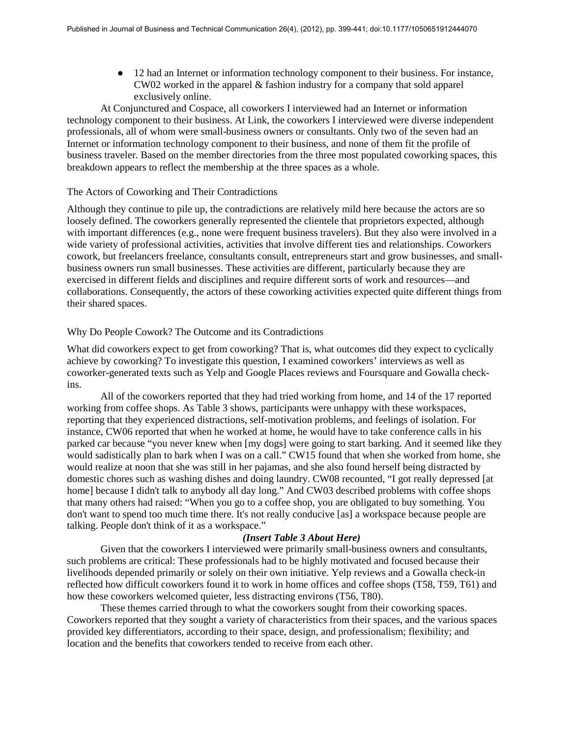- 12 had an Internet or information technology component to their business. For instance, CW02 worked in the apparel & fashion industry for a company that sold apparel exclusively online.

At Conjunctured and Cospace, all coworkers I interviewed had an Internet or information technology component to their business. At Link, the coworkers I interviewed were diverse independent professionals, all of whom were small-business owners or consultants. Only two of the seven had an Internet or information technology component to their business, and none of them fit the profile of business traveler. Based on the member directories from the three most populated coworking spaces, this breakdown appears to reflect the membership at the three spaces as a whole.

### The Actors of Coworking and Their Contradictions

Although they continue to pile up, the contradictions are relatively mild here because the actors are so loosely defined. The coworkers generally represented the clientele that proprietors expected, although with important differences (e.g., none were frequent business travelers). But they also were involved in a wide variety of professional activities, activities that involve different ties and relationships. Coworkers cowork, but freelancers freelance, consultants consult, entrepreneurs start and grow businesses, and small-business owners run small businesses. These activities are different, particularly because they are exercised in different fields and disciplines and require different sorts of work and resources—and collaborations. Consequently, the actors of these coworking activities expected quite different things from their shared spaces.

### Why Do People Cowork? The Outcome and its Contradictions

What did coworkers expect to get from coworking? That is, what outcomes did they expect to cyclically achieve by coworking? To investigate this question, I examined coworkers' interviews as well as coworker-generated texts such as Yelp and Google Places reviews and Foursquare and Gowalla check-ins.

All of the coworkers reported that they had tried working from home, and 14 of the 17 reported working from coffee shops. As Table 3 shows, participants were unhappy with these workspaces, reporting that they experienced distractions, self-motivation problems, and feelings of isolation. For instance, CW06 reported that when he worked at home, he would have to take conference calls in his parked car because "you never knew when [my dogs] were going to start barking. And it seemed like they would sadistically plan to bark when I was on a call." CW15 found that when she worked from home, she would realize at noon that she was still in her pajamas, and she also found herself being distracted by domestic chores such as washing dishes and doing laundry. CW08 recounted, "I got really depressed [at home] because I didn't talk to anybody all day long." And CW03 described problems with coffee shops that many others had raised: "When you go to a coffee shop, you are obligated to buy something. You don't want to spend too much time there. It's not really conducive [as] a workspace because people are talking. People don't think of it as a workspace."

***(Insert Table 3 About Here)***

Given that the coworkers I interviewed were primarily small-business owners and consultants, such problems are critical: These professionals had to be highly motivated and focused because their livelihoods depended primarily or solely on their own initiative. Yelp reviews and a Gowalla check-in reflected how difficult coworkers found it to work in home offices and coffee shops (T58, T59, T61) and how these coworkers welcomed quieter, less distracting environs (T56, T80).

These themes carried through to what the coworkers sought from their coworking spaces. Coworkers reported that they sought a variety of characteristics from their spaces, and the various spaces provided key differentiators, according to their space, design, and professionalism; flexibility; and location and the benefits that coworkers tended to receive from each other.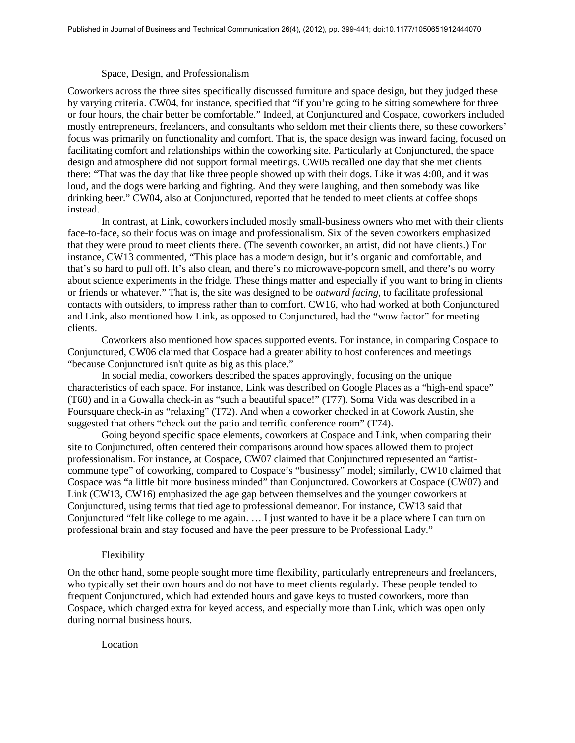### Space, Design, and Professionalism

Coworkers across the three sites specifically discussed furniture and space design, but they judged these by varying criteria. CW04, for instance, specified that "if you're going to be sitting somewhere for three or four hours, the chair better be comfortable." Indeed, at Conjunctured and Cospace, coworkers included mostly entrepreneurs, freelancers, and consultants who seldom met their clients there, so these coworkers' focus was primarily on functionality and comfort. That is, the space design was inward facing, focused on facilitating comfort and relationships within the coworking site. Particularly at Conjunctured, the space design and atmosphere did not support formal meetings. CW05 recalled one day that she met clients there: "That was the day that like three people showed up with their dogs. Like it was 4:00, and it was loud, and the dogs were barking and fighting. And they were laughing, and then somebody was like drinking beer." CW04, also at Conjunctured, reported that he tended to meet clients at coffee shops instead.

In contrast, at Link, coworkers included mostly small-business owners who met with their clients face-to-face, so their focus was on image and professionalism. Six of the seven coworkers emphasized that they were proud to meet clients there. (The seventh coworker, an artist, did not have clients.) For instance, CW13 commented, "This place has a modern design, but it's organic and comfortable, and that's so hard to pull off. It's also clean, and there's no microwave-popcorn smell, and there's no worry about science experiments in the fridge. These things matter and especially if you want to bring in clients or friends or whatever." That is, the site was designed to be *outward facing*, to facilitate professional contacts with outsiders, to impress rather than to comfort. CW16, who had worked at both Conjunctured and Link, also mentioned how Link, as opposed to Conjunctured, had the "wow factor" for meeting clients.

Coworkers also mentioned how spaces supported events. For instance, in comparing Cospace to Conjunctured, CW06 claimed that Cospace had a greater ability to host conferences and meetings "because Conjunctured isn't quite as big as this place."

In social media, coworkers described the spaces approvingly, focusing on the unique characteristics of each space. For instance, Link was described on Google Places as a "high-end space" (T60) and in a Gowalla check-in as "such a beautiful space!" (T77). Soma Vida was described in a Foursquare check-in as "relaxing" (T72). And when a coworker checked in at Cowork Austin, she suggested that others "check out the patio and terrific conference room" (T74).

Going beyond specific space elements, coworkers at Cospace and Link, when comparing their site to Conjunctured, often centered their comparisons around how spaces allowed them to project professionalism. For instance, at Cospace, CW07 claimed that Conjunctured represented an "artist-commune type" of coworking, compared to Cospace's "businessy" model; similarly, CW10 claimed that Cospace was "a little bit more business minded" than Conjunctured. Coworkers at Cospace (CW07) and Link (CW13, CW16) emphasized the age gap between themselves and the younger coworkers at Conjunctured, using terms that tied age to professional demeanor. For instance, CW13 said that Conjunctured "felt like college to me again. … I just wanted to have it be a place where I can turn on professional brain and stay focused and have the peer pressure to be Professional Lady."

### Flexibility

On the other hand, some people sought more time flexibility, particularly entrepreneurs and freelancers, who typically set their own hours and do not have to meet clients regularly. These people tended to frequent Conjunctured, which had extended hours and gave keys to trusted coworkers, more than Cospace, which charged extra for keyed access, and especially more than Link, which was open only during normal business hours.

### Location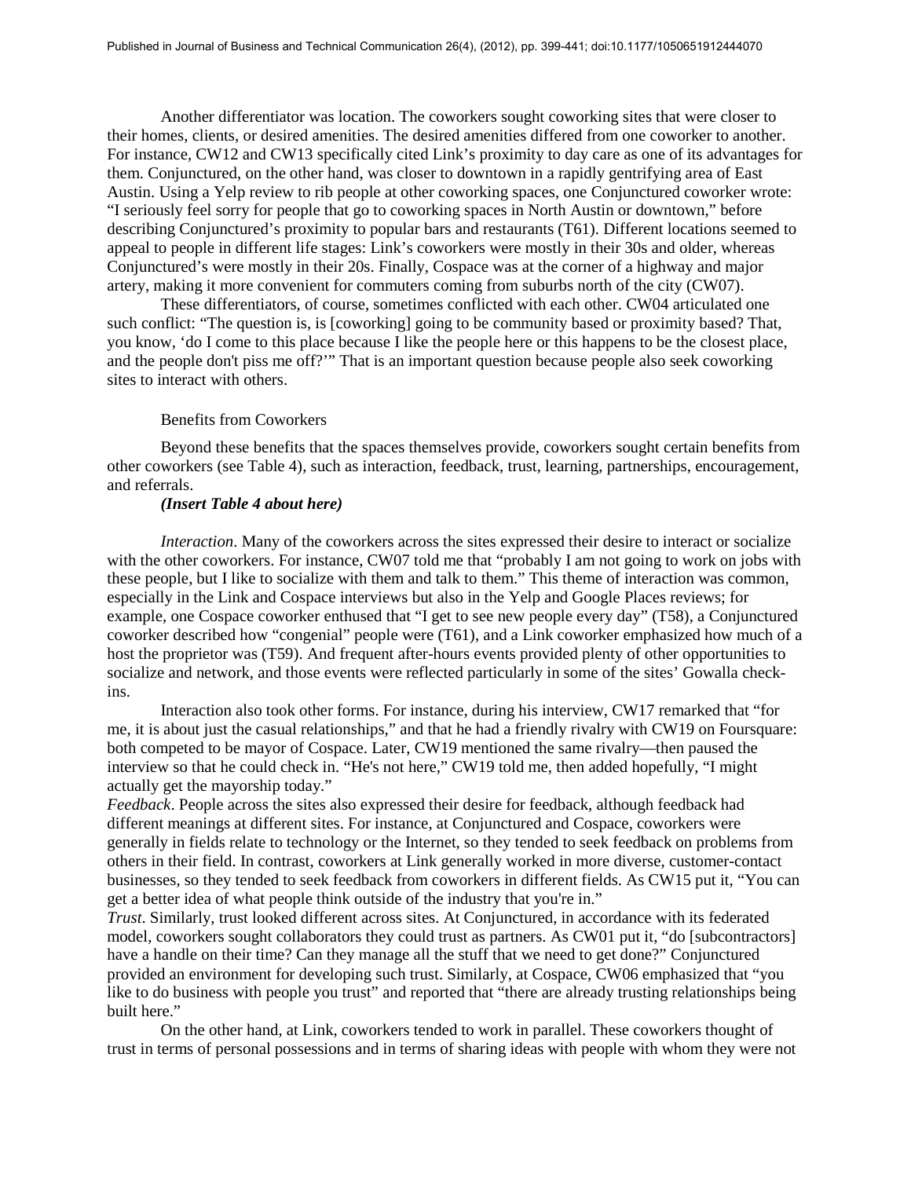Another differentiator was location. The coworkers sought coworking sites that were closer to their homes, clients, or desired amenities. The desired amenities differed from one coworker to another. For instance, CW12 and CW13 specifically cited Link's proximity to day care as one of its advantages for them. Conjunctured, on the other hand, was closer to downtown in a rapidly gentrifying area of East Austin. Using a Yelp review to rib people at other coworking spaces, one Conjunctured coworker wrote: "I seriously feel sorry for people that go to coworking spaces in North Austin or downtown," before describing Conjunctured's proximity to popular bars and restaurants (T61). Different locations seemed to appeal to people in different life stages: Link's coworkers were mostly in their 30s and older, whereas Conjunctured's were mostly in their 20s. Finally, Cospace was at the corner of a highway and major artery, making it more convenient for commuters coming from suburbs north of the city (CW07).

These differentiators, of course, sometimes conflicted with each other. CW04 articulated one such conflict: "The question is, is [coworking] going to be community based or proximity based? That, you know, 'do I come to this place because I like the people here or this happens to be the closest place, and the people don't piss me off?'" That is an important question because people also seek coworking sites to interact with others.

## Benefits from Coworkers

Beyond these benefits that the spaces themselves provide, coworkers sought certain benefits from other coworkers (see Table 4), such as interaction, feedback, trust, learning, partnerships, encouragement, and referrals.

***(Insert Table 4 about here)***

*Interaction*. Many of the coworkers across the sites expressed their desire to interact or socialize with the other coworkers. For instance, CW07 told me that "probably I am not going to work on jobs with these people, but I like to socialize with them and talk to them." This theme of interaction was common, especially in the Link and Cospace interviews but also in the Yelp and Google Places reviews; for example, one Cospace coworker enthused that "I get to see new people every day" (T58), a Conjunctured coworker described how "congenial" people were (T61), and a Link coworker emphasized how much of a host the proprietor was (T59). And frequent after-hours events provided plenty of other opportunities to socialize and network, and those events were reflected particularly in some of the sites' Gowalla check-ins.

Interaction also took other forms. For instance, during his interview, CW17 remarked that "for me, it is about just the casual relationships," and that he had a friendly rivalry with CW19 on Foursquare: both competed to be mayor of Cospace. Later, CW19 mentioned the same rivalry—then paused the interview so that he could check in. "He's not here," CW19 told me, then added hopefully, "I might actually get the mayorship today."

*Feedback*. People across the sites also expressed their desire for feedback, although feedback had different meanings at different sites. For instance, at Conjunctured and Cospace, coworkers were generally in fields relate to technology or the Internet, so they tended to seek feedback on problems from others in their field. In contrast, coworkers at Link generally worked in more diverse, customer-contact businesses, so they tended to seek feedback from coworkers in different fields. As CW15 put it, "You can get a better idea of what people think outside of the industry that you're in."

*Trust*. Similarly, trust looked different across sites. At Conjunctured, in accordance with its federated model, coworkers sought collaborators they could trust as partners. As CW01 put it, "do [subcontractors] have a handle on their time? Can they manage all the stuff that we need to get done?" Conjunctured provided an environment for developing such trust. Similarly, at Cospace, CW06 emphasized that "you like to do business with people you trust" and reported that "there are already trusting relationships being built here."

On the other hand, at Link, coworkers tended to work in parallel. These coworkers thought of trust in terms of personal possessions and in terms of sharing ideas with people with whom they were not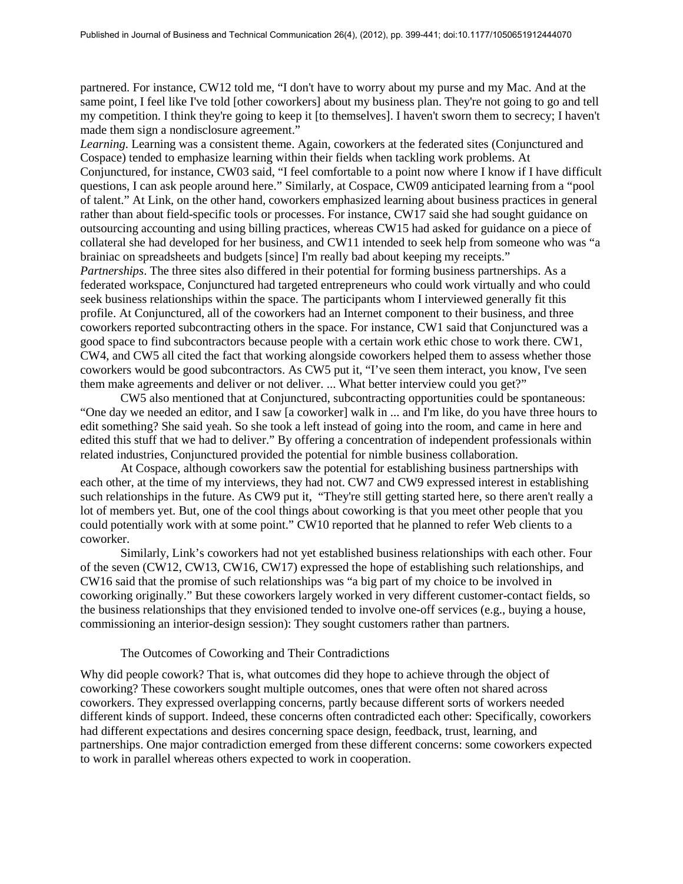partnered. For instance, CW12 told me, "I don't have to worry about my purse and my Mac. And at the same point, I feel like I've told [other coworkers] about my business plan. They're not going to go and tell my competition. I think they're going to keep it [to themselves]. I haven't sworn them to secrecy; I haven't made them sign a nondisclosure agreement."

*Learning*. Learning was a consistent theme. Again, coworkers at the federated sites (Conjunctured and Cospace) tended to emphasize learning within their fields when tackling work problems. At Conjunctured, for instance, CW03 said, "I feel comfortable to a point now where I know if I have difficult questions, I can ask people around here." Similarly, at Cospace, CW09 anticipated learning from a "pool of talent." At Link, on the other hand, coworkers emphasized learning about business practices in general rather than about field-specific tools or processes. For instance, CW17 said she had sought guidance on outsourcing accounting and using billing practices, whereas CW15 had asked for guidance on a piece of collateral she had developed for her business, and CW11 intended to seek help from someone who was "a brainiac on spreadsheets and budgets [since] I'm really bad about keeping my receipts."

*Partnerships*. The three sites also differed in their potential for forming business partnerships. As a federated workspace, Conjunctured had targeted entrepreneurs who could work virtually and who could seek business relationships within the space. The participants whom I interviewed generally fit this profile. At Conjunctured, all of the coworkers had an Internet component to their business, and three coworkers reported subcontracting others in the space. For instance, CW1 said that Conjunctured was a good space to find subcontractors because people with a certain work ethic chose to work there. CW1, CW4, and CW5 all cited the fact that working alongside coworkers helped them to assess whether those coworkers would be good subcontractors. As CW5 put it, "I've seen them interact, you know, I've seen them make agreements and deliver or not deliver. ... What better interview could you get?"

CW5 also mentioned that at Conjunctured, subcontracting opportunities could be spontaneous: "One day we needed an editor, and I saw [a coworker] walk in ... and I'm like, do you have three hours to edit something? She said yeah. So she took a left instead of going into the room, and came in here and edited this stuff that we had to deliver." By offering a concentration of independent professionals within related industries, Conjunctured provided the potential for nimble business collaboration.

At Cospace, although coworkers saw the potential for establishing business partnerships with each other, at the time of my interviews, they had not. CW7 and CW9 expressed interest in establishing such relationships in the future. As CW9 put it, "They're still getting started here, so there aren't really a lot of members yet. But, one of the cool things about coworking is that you meet other people that you could potentially work with at some point." CW10 reported that he planned to refer Web clients to a coworker.

Similarly, Link's coworkers had not yet established business relationships with each other. Four of the seven (CW12, CW13, CW16, CW17) expressed the hope of establishing such relationships, and CW16 said that the promise of such relationships was "a big part of my choice to be involved in coworking originally." But these coworkers largely worked in very different customer-contact fields, so the business relationships that they envisioned tended to involve one-off services (e.g., buying a house, commissioning an interior-design session): They sought customers rather than partners.

## The Outcomes of Coworking and Their Contradictions

Why did people cowork? That is, what outcomes did they hope to achieve through the object of coworking? These coworkers sought multiple outcomes, ones that were often not shared across coworkers. They expressed overlapping concerns, partly because different sorts of workers needed different kinds of support. Indeed, these concerns often contradicted each other: Specifically, coworkers had different expectations and desires concerning space design, feedback, trust, learning, and partnerships. One major contradiction emerged from these different concerns: some coworkers expected to work in parallel whereas others expected to work in cooperation.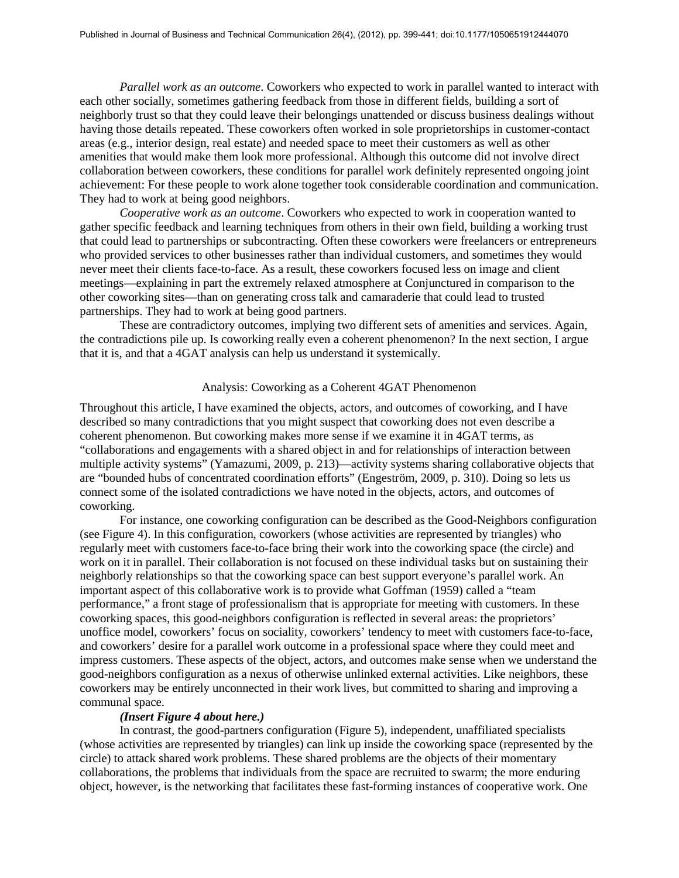*Parallel work as an outcome*. Coworkers who expected to work in parallel wanted to interact with each other socially, sometimes gathering feedback from those in different fields, building a sort of neighborly trust so that they could leave their belongings unattended or discuss business dealings without having those details repeated. These coworkers often worked in sole proprietorships in customer-contact areas (e.g., interior design, real estate) and needed space to meet their customers as well as other amenities that would make them look more professional. Although this outcome did not involve direct collaboration between coworkers, these conditions for parallel work definitely represented ongoing joint achievement: For these people to work alone together took considerable coordination and communication. They had to work at being good neighbors.

*Cooperative work as an outcome*. Coworkers who expected to work in cooperation wanted to gather specific feedback and learning techniques from others in their own field, building a working trust that could lead to partnerships or subcontracting. Often these coworkers were freelancers or entrepreneurs who provided services to other businesses rather than individual customers, and sometimes they would never meet their clients face-to-face. As a result, these coworkers focused less on image and client meetings—explaining in part the extremely relaxed atmosphere at Conjunctured in comparison to the other coworking sites—than on generating cross talk and camaraderie that could lead to trusted partnerships. They had to work at being good partners.

These are contradictory outcomes, implying two different sets of amenities and services. Again, the contradictions pile up. Is coworking really even a coherent phenomenon? In the next section, I argue that it is, and that a 4GAT analysis can help us understand it systemically.

## Analysis: Coworking as a Coherent 4GAT Phenomenon

Throughout this article, I have examined the objects, actors, and outcomes of coworking, and I have described so many contradictions that you might suspect that coworking does not even describe a coherent phenomenon. But coworking makes more sense if we examine it in 4GAT terms, as "collaborations and engagements with a shared object in and for relationships of interaction between multiple activity systems" (Yamazumi, 2009, p. 213)—activity systems sharing collaborative objects that are "bounded hubs of concentrated coordination efforts" (Engeström, 2009, p. 310). Doing so lets us connect some of the isolated contradictions we have noted in the objects, actors, and outcomes of coworking.

For instance, one coworking configuration can be described as the Good-Neighbors configuration (see Figure 4). In this configuration, coworkers (whose activities are represented by triangles) who regularly meet with customers face-to-face bring their work into the coworking space (the circle) and work on it in parallel. Their collaboration is not focused on these individual tasks but on sustaining their neighborly relationships so that the coworking space can best support everyone's parallel work. An important aspect of this collaborative work is to provide what Goffman (1959) called a "team performance," a front stage of professionalism that is appropriate for meeting with customers. In these coworking spaces, this good-neighbors configuration is reflected in several areas: the proprietors' unoffice model, coworkers' focus on sociality, coworkers' tendency to meet with customers face-to-face, and coworkers' desire for a parallel work outcome in a professional space where they could meet and impress customers. These aspects of the object, actors, and outcomes make sense when we understand the good-neighbors configuration as a nexus of otherwise unlinked external activities. Like neighbors, these coworkers may be entirely unconnected in their work lives, but committed to sharing and improving a communal space.

***(Insert Figure 4 about here.)***

In contrast, the good-partners configuration (Figure 5), independent, unaffiliated specialists (whose activities are represented by triangles) can link up inside the coworking space (represented by the circle) to attack shared work problems. These shared problems are the objects of their momentary collaborations, the problems that individuals from the space are recruited to swarm; the more enduring object, however, is the networking that facilitates these fast-forming instances of cooperative work. One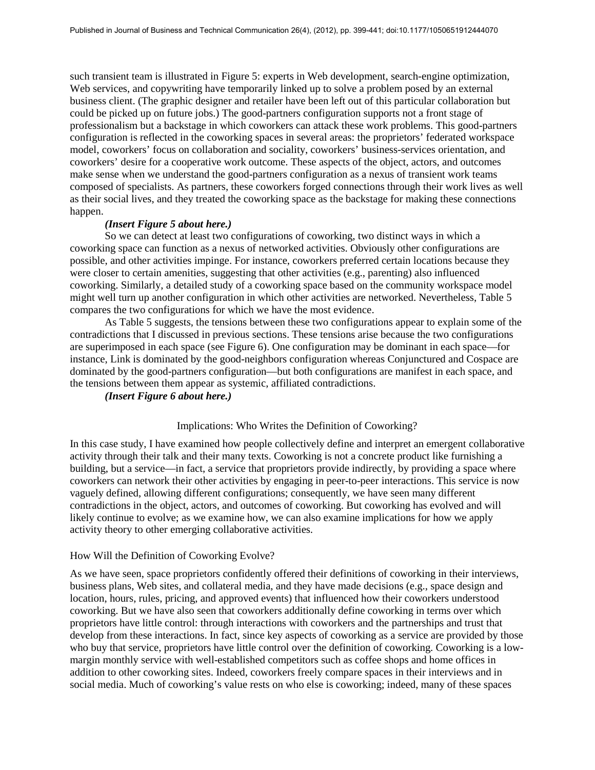such transient team is illustrated in Figure 5: experts in Web development, search-engine optimization, Web services, and copywriting have temporarily linked up to solve a problem posed by an external business client. (The graphic designer and retailer have been left out of this particular collaboration but could be picked up on future jobs.) The good-partners configuration supports not a front stage of professionalism but a backstage in which coworkers can attack these work problems. This good-partners configuration is reflected in the coworking spaces in several areas: the proprietors' federated workspace model, coworkers' focus on collaboration and sociality, coworkers' business-services orientation, and coworkers' desire for a cooperative work outcome. These aspects of the object, actors, and outcomes make sense when we understand the good-partners configuration as a nexus of transient work teams composed of specialists. As partners, these coworkers forged connections through their work lives as well as their social lives, and they treated the coworking space as the backstage for making these connections happen.

***(Insert Figure 5 about here.)***

So we can detect at least two configurations of coworking, two distinct ways in which a coworking space can function as a nexus of networked activities. Obviously other configurations are possible, and other activities impinge. For instance, coworkers preferred certain locations because they were closer to certain amenities, suggesting that other activities (e.g., parenting) also influenced coworking. Similarly, a detailed study of a coworking space based on the community workspace model might well turn up another configuration in which other activities are networked. Nevertheless, Table 5 compares the two configurations for which we have the most evidence.

As Table 5 suggests, the tensions between these two configurations appear to explain some of the contradictions that I discussed in previous sections. These tensions arise because the two configurations are superimposed in each space (see Figure 6). One configuration may be dominant in each space—for instance, Link is dominated by the good-neighbors configuration whereas Conjunctured and Cospace are dominated by the good-partners configuration—but both configurations are manifest in each space, and the tensions between them appear as systemic, affiliated contradictions.

***(Insert Figure 6 about here.)***

## Implications: Who Writes the Definition of Coworking?

In this case study, I have examined how people collectively define and interpret an emergent collaborative activity through their talk and their many texts. Coworking is not a concrete product like furnishing a building, but a service—in fact, a service that proprietors provide indirectly, by providing a space where coworkers can network their other activities by engaging in peer-to-peer interactions. This service is now vaguely defined, allowing different configurations; consequently, we have seen many different contradictions in the object, actors, and outcomes of coworking. But coworking has evolved and will likely continue to evolve; as we examine how, we can also examine implications for how we apply activity theory to other emerging collaborative activities.

### How Will the Definition of Coworking Evolve?

As we have seen, space proprietors confidently offered their definitions of coworking in their interviews, business plans, Web sites, and collateral media, and they have made decisions (e.g., space design and location, hours, rules, pricing, and approved events) that influenced how their coworkers understood coworking. But we have also seen that coworkers additionally define coworking in terms over which proprietors have little control: through interactions with coworkers and the partnerships and trust that develop from these interactions. In fact, since key aspects of coworking as a service are provided by those who buy that service, proprietors have little control over the definition of coworking. Coworking is a low-margin monthly service with well-established competitors such as coffee shops and home offices in addition to other coworking sites. Indeed, coworkers freely compare spaces in their interviews and in social media. Much of coworking's value rests on who else is coworking; indeed, many of these spaces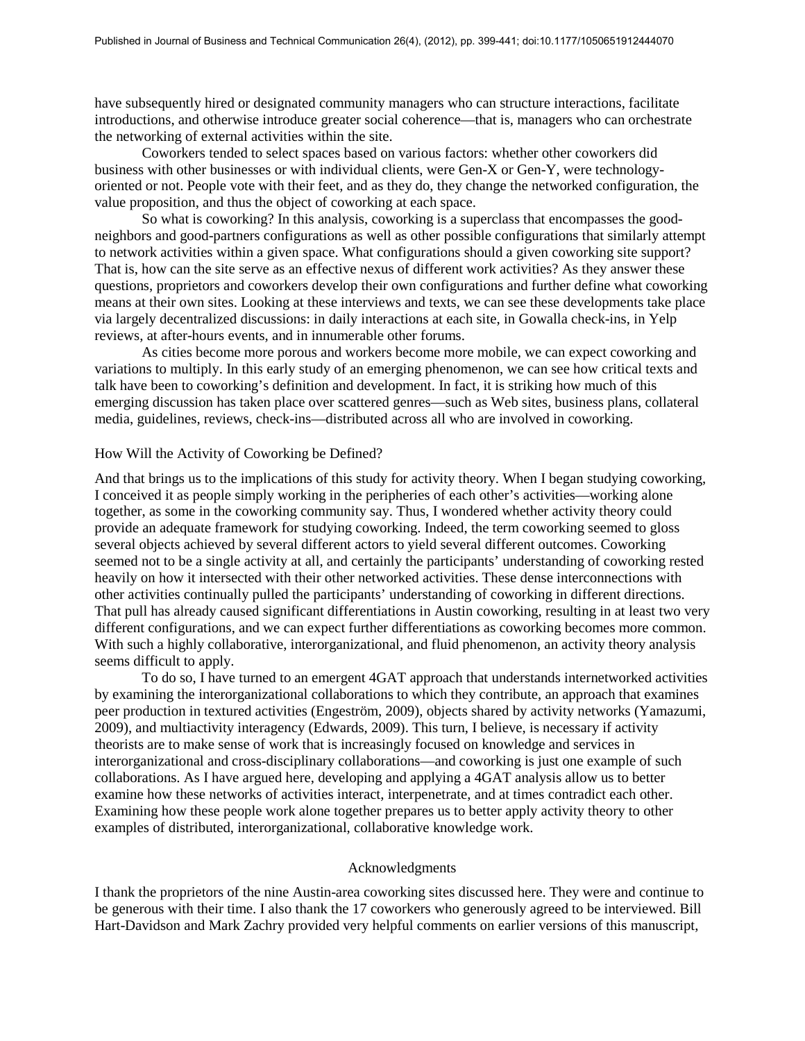have subsequently hired or designated community managers who can structure interactions, facilitate introductions, and otherwise introduce greater social coherence—that is, managers who can orchestrate the networking of external activities within the site.

Coworkers tended to select spaces based on various factors: whether other coworkers did business with other businesses or with individual clients, were Gen-X or Gen-Y, were technology-oriented or not. People vote with their feet, and as they do, they change the networked configuration, the value proposition, and thus the object of coworking at each space.

So what is coworking? In this analysis, coworking is a superclass that encompasses the good-neighbors and good-partners configurations as well as other possible configurations that similarly attempt to network activities within a given space. What configurations should a given coworking site support? That is, how can the site serve as an effective nexus of different work activities? As they answer these questions, proprietors and coworkers develop their own configurations and further define what coworking means at their own sites. Looking at these interviews and texts, we can see these developments take place via largely decentralized discussions: in daily interactions at each site, in Gowalla check-ins, in Yelp reviews, at after-hours events, and in innumerable other forums.

As cities become more porous and workers become more mobile, we can expect coworking and variations to multiply. In this early study of an emerging phenomenon, we can see how critical texts and talk have been to coworking's definition and development. In fact, it is striking how much of this emerging discussion has taken place over scattered genres—such as Web sites, business plans, collateral media, guidelines, reviews, check-ins—distributed across all who are involved in coworking.

## How Will the Activity of Coworking be Defined?

And that brings us to the implications of this study for activity theory. When I began studying coworking, I conceived it as people simply working in the peripheries of each other's activities—working alone together, as some in the coworking community say. Thus, I wondered whether activity theory could provide an adequate framework for studying coworking. Indeed, the term coworking seemed to gloss several objects achieved by several different actors to yield several different outcomes. Coworking seemed not to be a single activity at all, and certainly the participants' understanding of coworking rested heavily on how it intersected with their other networked activities. These dense interconnections with other activities continually pulled the participants' understanding of coworking in different directions. That pull has already caused significant differentiations in Austin coworking, resulting in at least two very different configurations, and we can expect further differentiations as coworking becomes more common. With such a highly collaborative, interorganizational, and fluid phenomenon, an activity theory analysis seems difficult to apply.

To do so, I have turned to an emergent 4GAT approach that understands internetworked activities by examining the interorganizational collaborations to which they contribute, an approach that examines peer production in textured activities (Engeström, 2009), objects shared by activity networks (Yamazumi, 2009), and multiactivity interagency (Edwards, 2009). This turn, I believe, is necessary if activity theorists are to make sense of work that is increasingly focused on knowledge and services in interorganizational and cross-disciplinary collaborations—and coworking is just one example of such collaborations. As I have argued here, developing and applying a 4GAT analysis allow us to better examine how these networks of activities interact, interpenetrate, and at times contradict each other. Examining how these people work alone together prepares us to better apply activity theory to other examples of distributed, interorganizational, collaborative knowledge work.

## Acknowledgments

I thank the proprietors of the nine Austin-area coworking sites discussed here. They were and continue to be generous with their time. I also thank the 17 coworkers who generously agreed to be interviewed. Bill Hart-Davidson and Mark Zachry provided very helpful comments on earlier versions of this manuscript,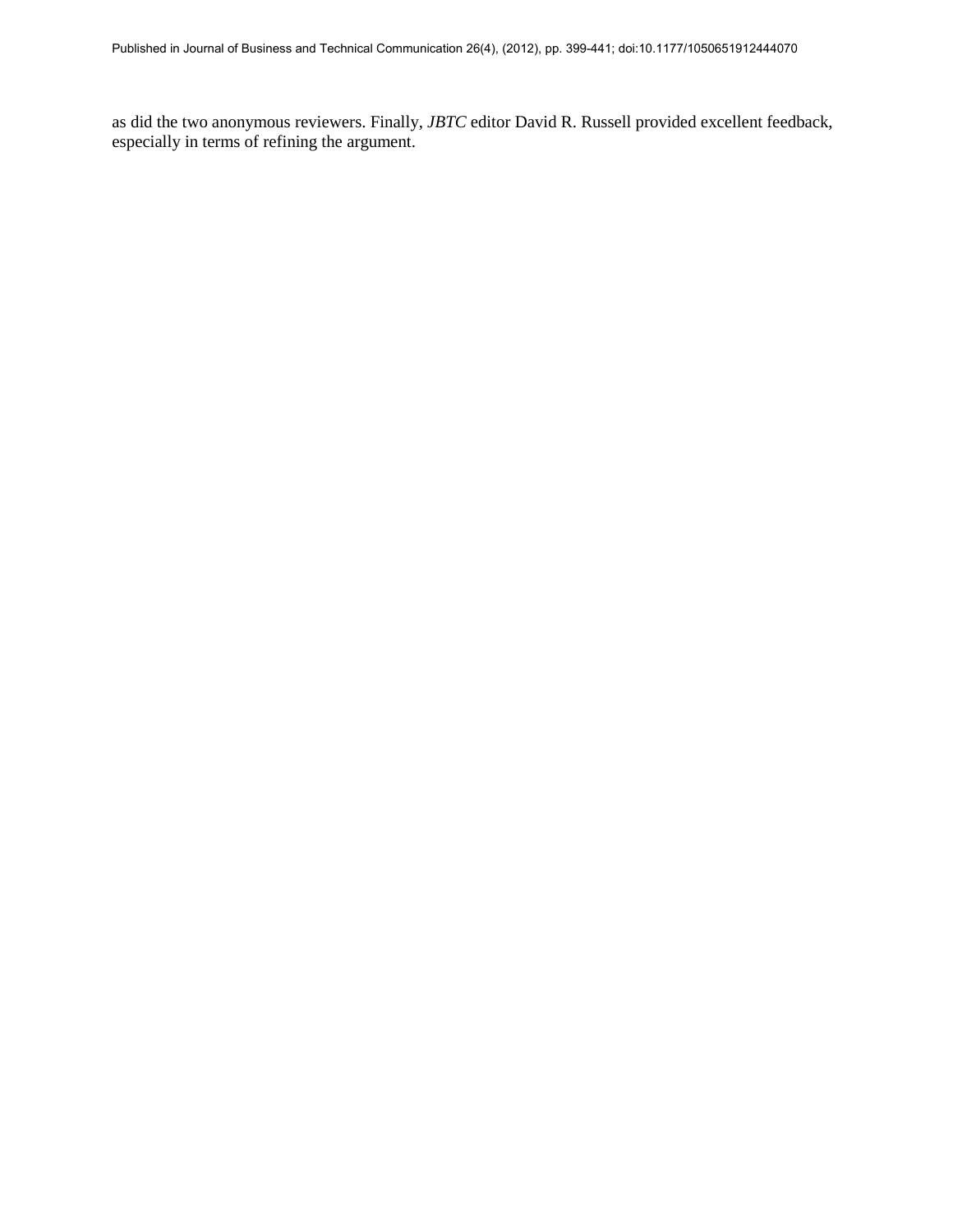as did the two anonymous reviewers. Finally, *JBTC* editor David R. Russell provided excellent feedback, especially in terms of refining the argument.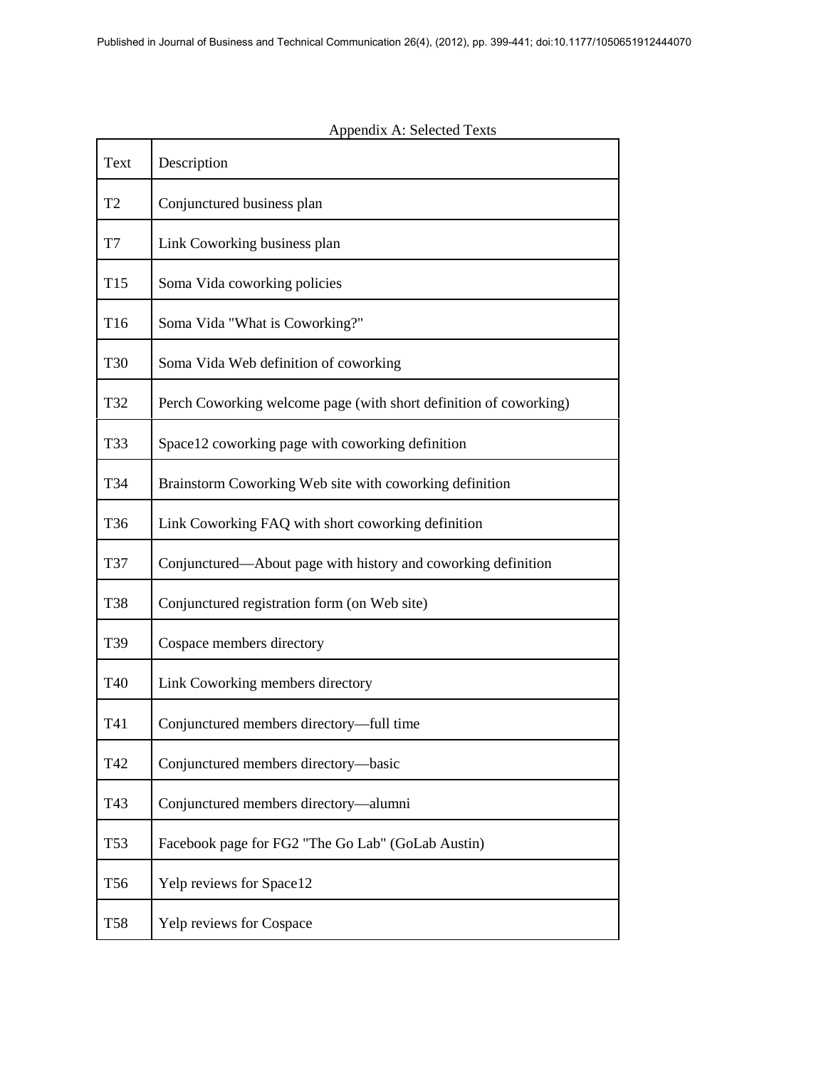Appendix A: Selected Texts

| Text | Description |
|---|---|
| T2 | Conjunctured business plan |
| T7 | Link Coworking business plan |
| T15 | Soma Vida coworking policies |
| T16 | Soma Vida "What is Coworking?" |
| T30 | Soma Vida Web definition of coworking |
| T32 | Perch Coworking welcome page (with short definition of coworking) |
| T33 | Space12 coworking page with coworking definition |
| T34 | Brainstorm Coworking Web site with coworking definition |
| T36 | Link Coworking FAQ with short coworking definition |
| T37 | Conjunctured—About page with history and coworking definition |
| T38 | Conjunctured registration form (on Web site) |
| T39 | Cospace members directory |
| T40 | Link Coworking members directory |
| T41 | Conjunctured members directory—full time |
| T42 | Conjunctured members directory—basic |
| T43 | Conjunctured members directory—alumni |
| T53 | Facebook page for FG2 "The Go Lab" (GoLab Austin) |
| T56 | Yelp reviews for Space12 |
| T58 | Yelp reviews for Cospace |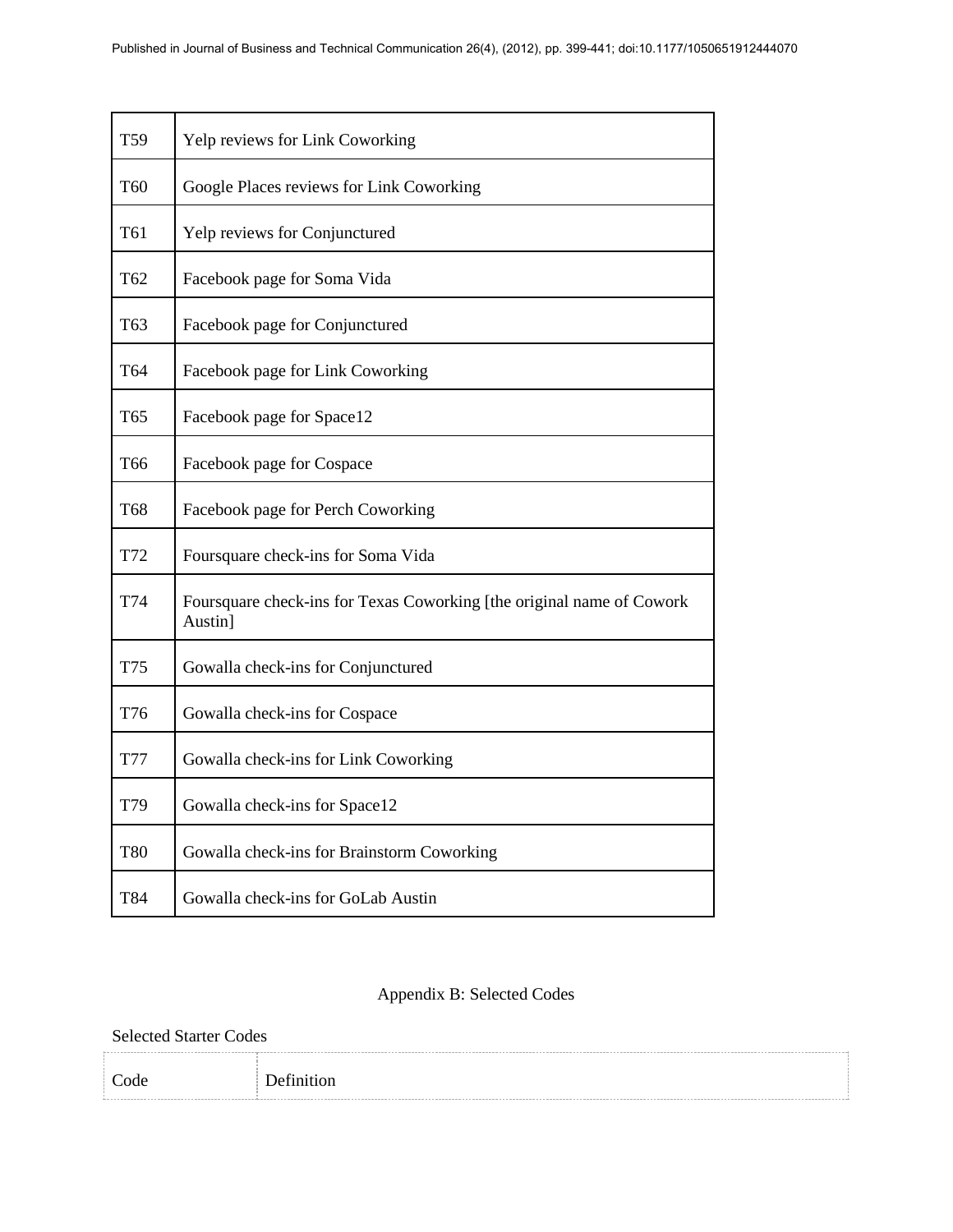| | |
|---|---|
| T59 | Yelp reviews for Link Coworking |
| T60 | Google Places reviews for Link Coworking |
| T61 | Yelp reviews for Conjunctured |
| T62 | Facebook page for Soma Vida |
| T63 | Facebook page for Conjunctured |
| T64 | Facebook page for Link Coworking |
| T65 | Facebook page for Space12 |
| T66 | Facebook page for Cospace |
| T68 | Facebook page for Perch Coworking |
| T72 | Foursquare check-ins for Soma Vida |
| T74 | Foursquare check-ins for Texas Coworking [the original name of Cowork Austin] |
| T75 | Gowalla check-ins for Conjunctured |
| T76 | Gowalla check-ins for Cospace |
| T77 | Gowalla check-ins for Link Coworking |
| T79 | Gowalla check-ins for Space12 |
| T80 | Gowalla check-ins for Brainstorm Coworking |
| T84 | Gowalla check-ins for GoLab Austin |

## Appendix B: Selected Codes

Selected Starter Codes

| Code | Definition |
|---|---|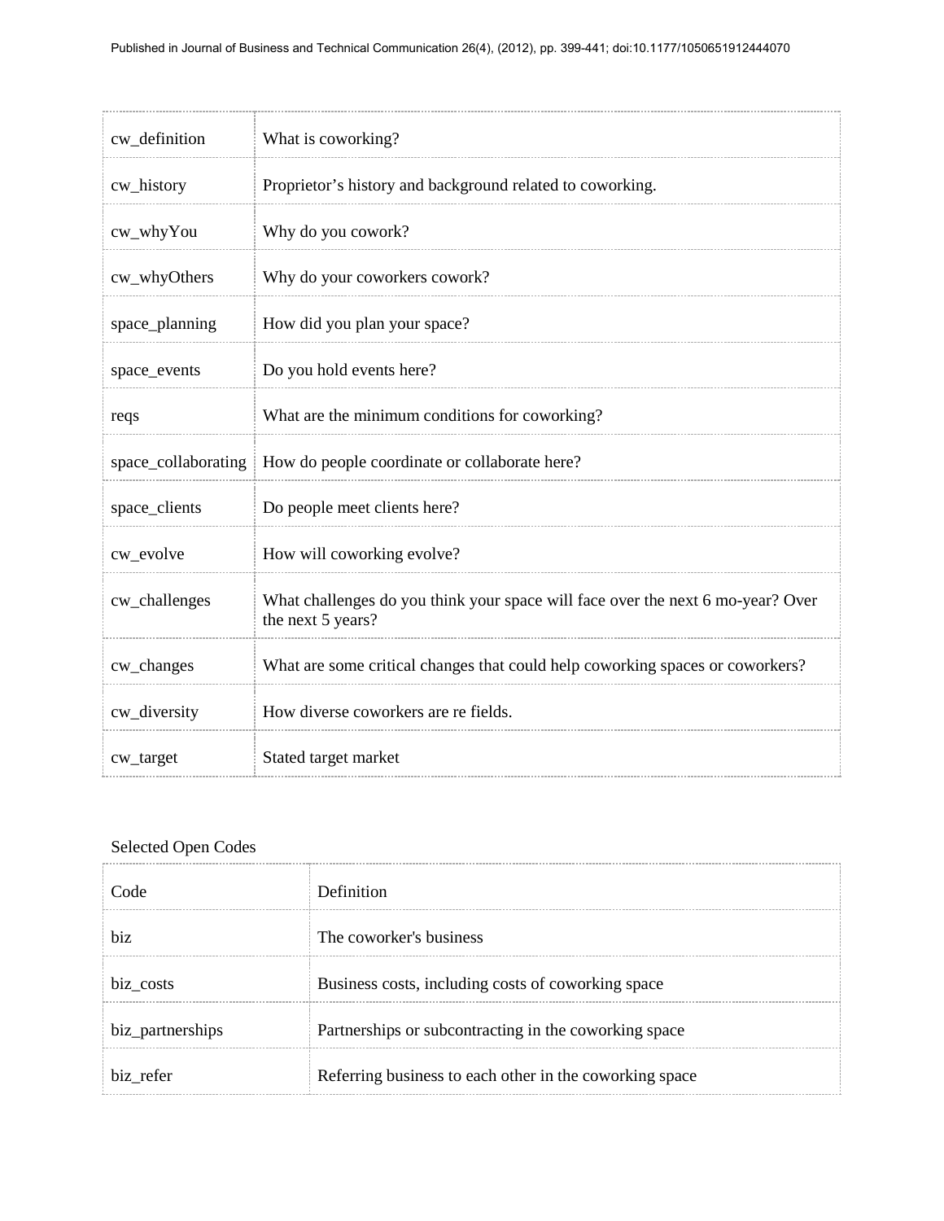| | |
|---|---|
| cw_definition | What is coworking? |
| cw_history | Proprietor’s history and background related to coworking. |
| cw_whyYou | Why do you cowork? |
| cw_whyOthers | Why do your coworkers cowork? |
| space_planning | How did you plan your space? |
| space_events | Do you hold events here? |
| reqs | What are the minimum conditions for coworking? |
| space_collaborating | How do people coordinate or collaborate here? |
| space_clients | Do people meet clients here? |
| cw_evolve | How will coworking evolve? |
| cw_challenges | What challenges do you think your space will face over the next 6 mo-year? Over the next 5 years? |
| cw_changes | What are some critical changes that could help coworking spaces or coworkers? |
| cw_diversity | How diverse coworkers are re fields. |
| cw_target | Stated target market |

Selected Open Codes

| Code | Definition |
|---|---|
| biz | The coworker's business |
| biz_costs | Business costs, including costs of coworking space |
| biz_partnerships | Partnerships or subcontracting in the coworking space |
| biz_refer | Referring business to each other in the coworking space |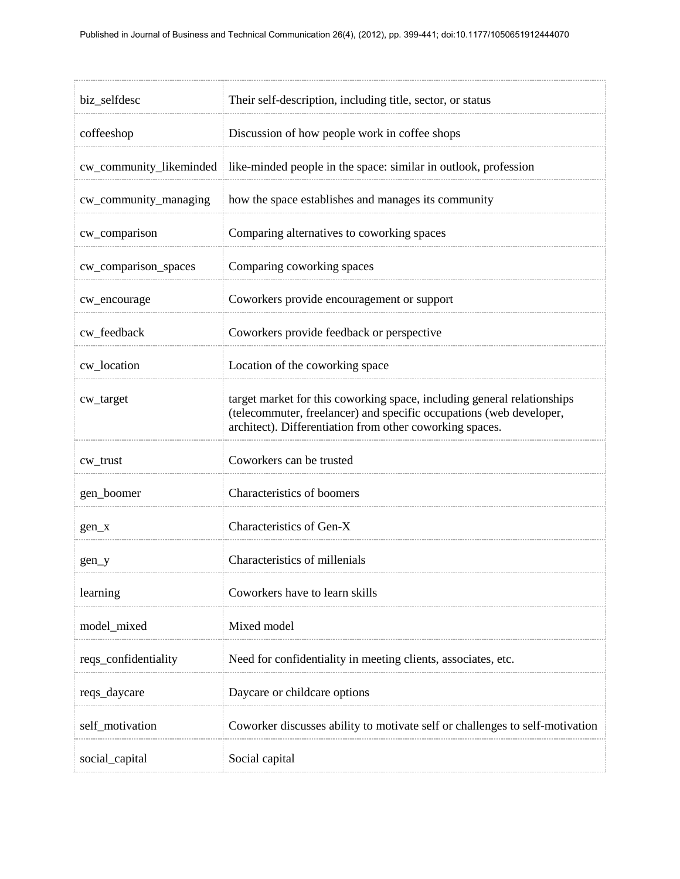| | |
|---|---|
| biz_selfdesc | Their self-description, including title, sector, or status |
| coffeeshop | Discussion of how people work in coffee shops |
| cw_community_likeminded | like-minded people in the space: similar in outlook, profession |
| cw_community_managing | how the space establishes and manages its community |
| cw_comparison | Comparing alternatives to coworking spaces |
| cw_comparison_spaces | Comparing coworking spaces |
| cw_encourage | Coworkers provide encouragement or support |
| cw_feedback | Coworkers provide feedback or perspective |
| cw_location | Location of the coworking space |
| cw_target | target market for this coworking space, including general relationships (telecommuter, freelancer) and specific occupations (web developer, architect). Differentiation from other coworking spaces. |
| cw_trust | Coworkers can be trusted |
| gen_boomer | Characteristics of boomers |
| gen_x | Characteristics of Gen-X |
| gen_y | Characteristics of millenials |
| learning | Coworkers have to learn skills |
| model_mixed | Mixed model |
| reqs_confidentiality | Need for confidentiality in meeting clients, associates, etc. |
| reqs_daycare | Daycare or childcare options |
| self_motivation | Coworker discusses ability to motivate self or challenges to self-motivation |
| social_capital | Social capital |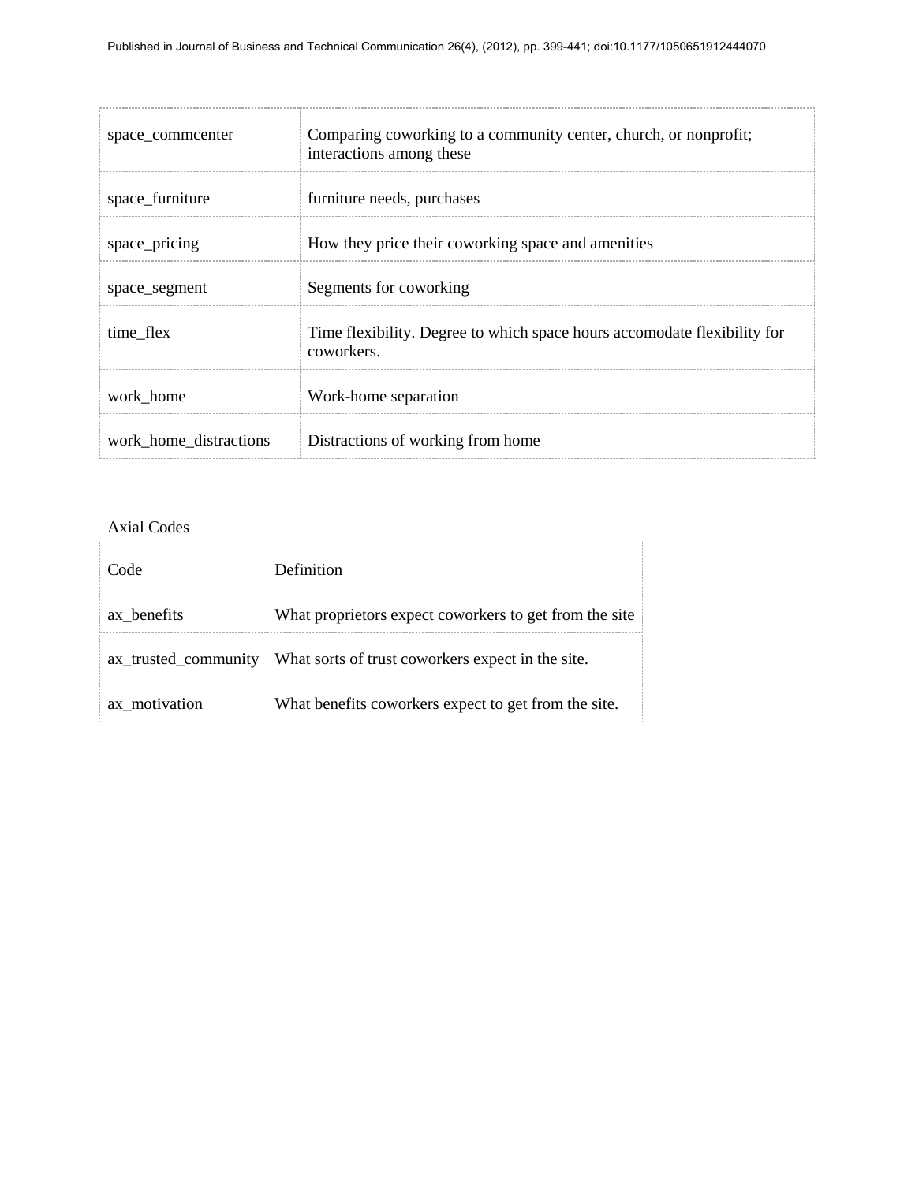| | |
|---|---|
| space_commcenter | Comparing coworking to a community center, church, or nonprofit; interactions among these |
| space_furniture | furniture needs, purchases |
| space_pricing | How they price their coworking space and amenities |
| space_segment | Segments for coworking |
| time_flex | Time flexibility. Degree to which space hours accomodate flexibility for coworkers. |
| work_home | Work-home separation |
| work_home_distractions | Distractions of working from home |

Axial Codes

| Code | Definition |
|---|---|
| ax_benefits | What proprietors expect coworkers to get from the site |
| ax_trusted_community | What sorts of trust coworkers expect in the site. |
| ax_motivation | What benefits coworkers expect to get from the site. |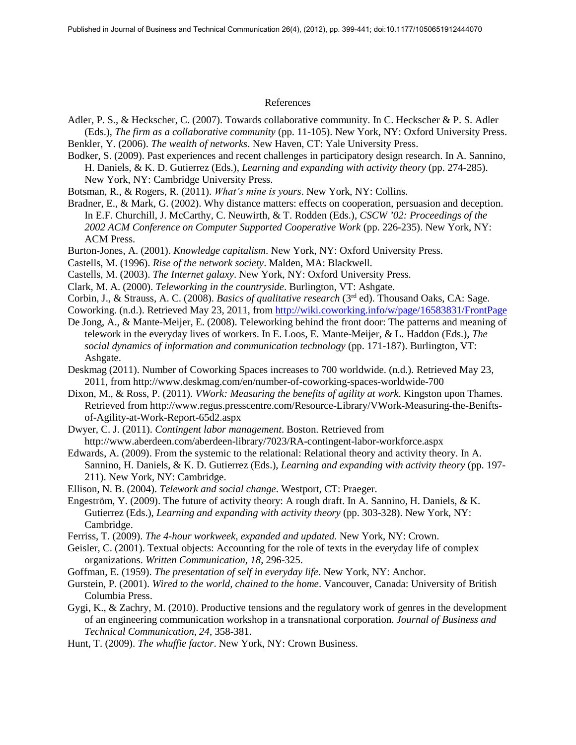# References

Adler, P. S., & Heckscher, C. (2007). Towards collaborative community. In C. Heckscher & P. S. Adler (Eds.), *The firm as a collaborative community* (pp. 11-105). New York, NY: Oxford University Press.

Benkler, Y. (2006). *The wealth of networks*. New Haven, CT: Yale University Press.

Bodker, S. (2009). Past experiences and recent challenges in participatory design research. In A. Sannino, H. Daniels, & K. D. Gutierrez (Eds.), *Learning and expanding with activity theory* (pp. 274-285). New York, NY: Cambridge University Press.

Botsman, R., & Rogers, R. (2011). *What's mine is yours*. New York, NY: Collins.

Bradner, E., & Mark, G. (2002). Why distance matters: effects on cooperation, persuasion and deception. In E.F. Churchill, J. McCarthy, C. Neuwirth, & T. Rodden (Eds.), *CSCW '02: Proceedings of the 2002 ACM Conference on Computer Supported Cooperative Work* (pp. 226-235). New York, NY: ACM Press.

Burton-Jones, A. (2001). *Knowledge capitalism*. New York, NY: Oxford University Press.

Castells, M. (1996). *Rise of the network society*. Malden, MA: Blackwell.

Castells, M. (2003). *The Internet galaxy*. New York, NY: Oxford University Press.

Clark, M. A. (2000). *Teleworking in the countryside*. Burlington, VT: Ashgate.

Corbin, J., & Strauss, A. C. (2008). *Basics of qualitative research* (3rd ed). Thousand Oaks, CA: Sage.

Coworking. (n.d.). Retrieved May 23, 2011, from http://wiki.coworking.info/w/page/16583831/FrontPage

De Jong, A., & Mante-Meijer, E. (2008). Teleworking behind the front door: The patterns and meaning of telework in the everyday lives of workers. In E. Loos, E. Mante-Meijer, & L. Haddon (Eds.), *The social dynamics of information and communication technology* (pp. 171-187). Burlington, VT: Ashgate.

Deskmag (2011). Number of Coworking Spaces increases to 700 worldwide. (n.d.). Retrieved May 23, 2011, from http://www.deskmag.com/en/number-of-coworking-spaces-worldwide-700

Dixon, M., & Ross, P. (2011). *VWork: Measuring the benefits of agility at work*. Kingston upon Thames. Retrieved from http://www.regus.presscentre.com/Resource-Library/VWork-Measuring-the-Benifts-of-Agility-at-Work-Report-65d2.aspx

Dwyer, C. J. (2011). *Contingent labor management*. Boston. Retrieved from http://www.aberdeen.com/aberdeen-library/7023/RA-contingent-labor-workforce.aspx

Edwards, A. (2009). From the systemic to the relational: Relational theory and activity theory. In A. Sannino, H. Daniels, & K. D. Gutierrez (Eds.), *Learning and expanding with activity theory* (pp. 197-211). New York, NY: Cambridge.

Ellison, N. B. (2004). *Telework and social change*. Westport, CT: Praeger.

Engeström, Y. (2009). The future of activity theory: A rough draft. In A. Sannino, H. Daniels, & K. Gutierrez (Eds.), *Learning and expanding with activity theory* (pp. 303-328). New York, NY: Cambridge.

Ferriss, T. (2009). *The 4-hour workweek, expanded and updated.* New York, NY: Crown.

Geisler, C. (2001). Textual objects: Accounting for the role of texts in the everyday life of complex organizations. *Written Communication, 18,* 296-325.

Goffman, E. (1959). *The presentation of self in everyday life*. New York, NY: Anchor.

Gurstein, P. (2001). *Wired to the world, chained to the home*. Vancouver, Canada: University of British Columbia Press.

Gygi, K., & Zachry, M. (2010). Productive tensions and the regulatory work of genres in the development of an engineering communication workshop in a transnational corporation. *Journal of Business and Technical Communication*, *24*, 358-381.

Hunt, T. (2009). *The whuffie factor*. New York, NY: Crown Business.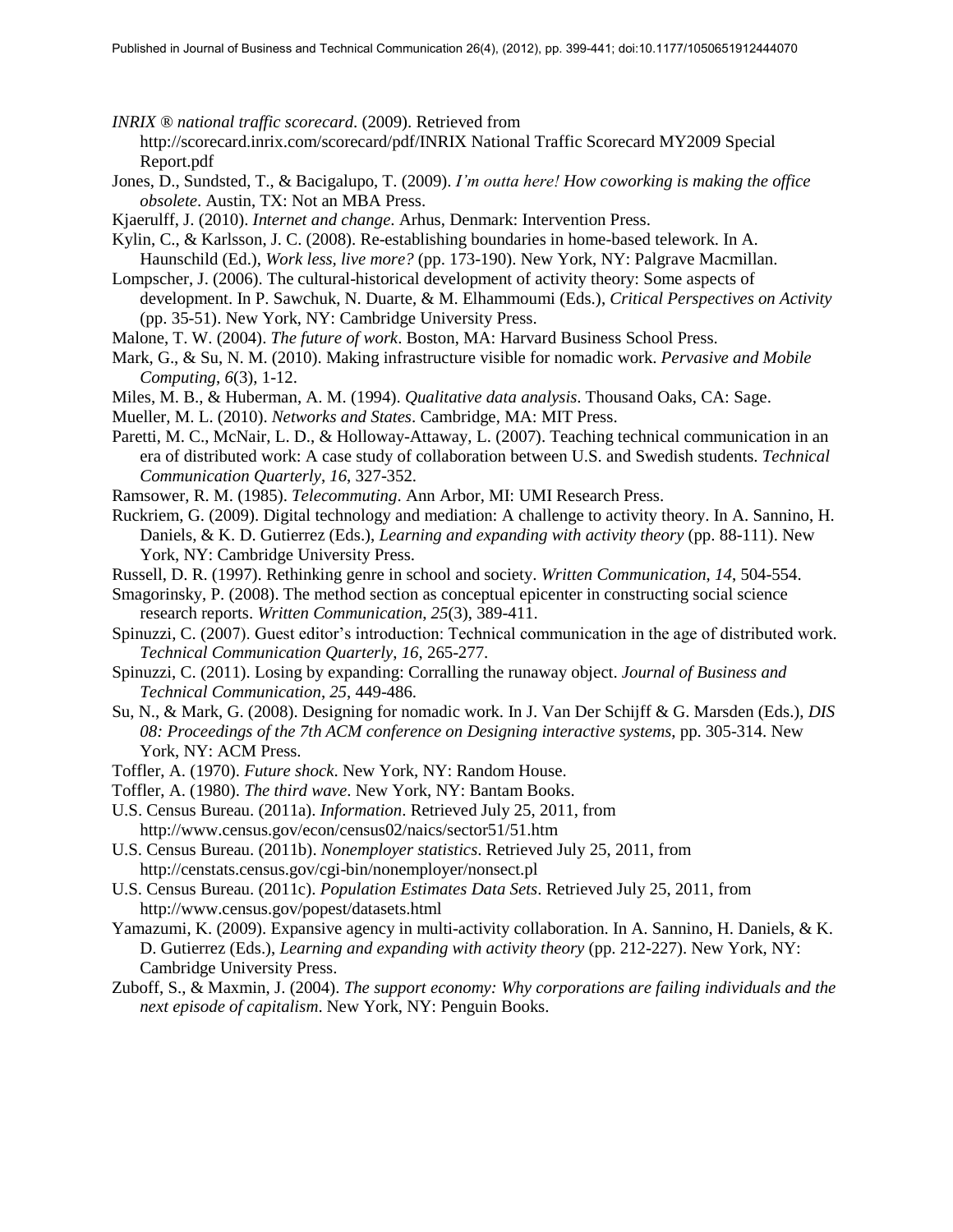*INRIX ® national traffic scorecard*. (2009). Retrieved from http://scorecard.inrix.com/scorecard/pdf/INRIX National Traffic Scorecard MY2009 Special Report.pdf

Jones, D., Sundsted, T., & Bacigalupo, T. (2009). *I'm outta here! How coworking is making the office obsolete*. Austin, TX: Not an MBA Press.

Kjaerulff, J. (2010). *Internet and change*. Arhus, Denmark: Intervention Press.

Kylin, C., & Karlsson, J. C. (2008). Re-establishing boundaries in home-based telework. In A. Haunschild (Ed.), *Work less, live more?* (pp. 173-190). New York, NY: Palgrave Macmillan.

Lompscher, J. (2006). The cultural-historical development of activity theory: Some aspects of development. In P. Sawchuk, N. Duarte, & M. Elhammoumi (Eds.), *Critical Perspectives on Activity* (pp. 35-51). New York, NY: Cambridge University Press.

Malone, T. W. (2004). *The future of work*. Boston, MA: Harvard Business School Press.

Mark, G., & Su, N. M. (2010). Making infrastructure visible for nomadic work. *Pervasive and Mobile Computing*, *6*(3), 1-12.

Miles, M. B., & Huberman, A. M. (1994). *Qualitative data analysis*. Thousand Oaks, CA: Sage.

Mueller, M. L. (2010). *Networks and States*. Cambridge, MA: MIT Press.

Paretti, M. C., McNair, L. D., & Holloway-Attaway, L. (2007). Teaching technical communication in an era of distributed work: A case study of collaboration between U.S. and Swedish students. *Technical Communication Quarterly*, *16*, 327-352.

Ramsower, R. M. (1985). *Telecommuting*. Ann Arbor, MI: UMI Research Press.

Ruckriem, G. (2009). Digital technology and mediation: A challenge to activity theory. In A. Sannino, H. Daniels, & K. D. Gutierrez (Eds.), *Learning and expanding with activity theory* (pp. 88-111). New York, NY: Cambridge University Press.

Russell, D. R. (1997). Rethinking genre in school and society. *Written Communication*, *14*, 504-554.

Smagorinsky, P. (2008). The method section as conceptual epicenter in constructing social science research reports. *Written Communication*, *25*(3), 389-411.

Spinuzzi, C. (2007). Guest editor's introduction: Technical communication in the age of distributed work. *Technical Communication Quarterly*, *16*, 265-277.

Spinuzzi, C. (2011). Losing by expanding: Corralling the runaway object. *Journal of Business and Technical Communication*, *25*, 449-486.

Su, N., & Mark, G. (2008). Designing for nomadic work. In J. Van Der Schijff & G. Marsden (Eds.), *DIS 08: Proceedings of the 7th ACM conference on Designing interactive systems*, pp. 305-314. New York, NY: ACM Press.

Toffler, A. (1970). *Future shock*. New York, NY: Random House.

Toffler, A. (1980). *The third wave*. New York, NY: Bantam Books.

U.S. Census Bureau. (2011a). *Information*. Retrieved July 25, 2011, from http://www.census.gov/econ/census02/naics/sector51/51.htm

U.S. Census Bureau. (2011b). *Nonemployer statistics*. Retrieved July 25, 2011, from http://censtats.census.gov/cgi-bin/nonemployer/nonsect.pl

U.S. Census Bureau. (2011c). *Population Estimates Data Sets*. Retrieved July 25, 2011, from http://www.census.gov/popest/datasets.html

Yamazumi, K. (2009). Expansive agency in multi-activity collaboration. In A. Sannino, H. Daniels, & K. D. Gutierrez (Eds.), *Learning and expanding with activity theory* (pp. 212-227). New York, NY: Cambridge University Press.

Zuboff, S., & Maxmin, J. (2004). *The support economy: Why corporations are failing individuals and the next episode of capitalism*. New York, NY: Penguin Books.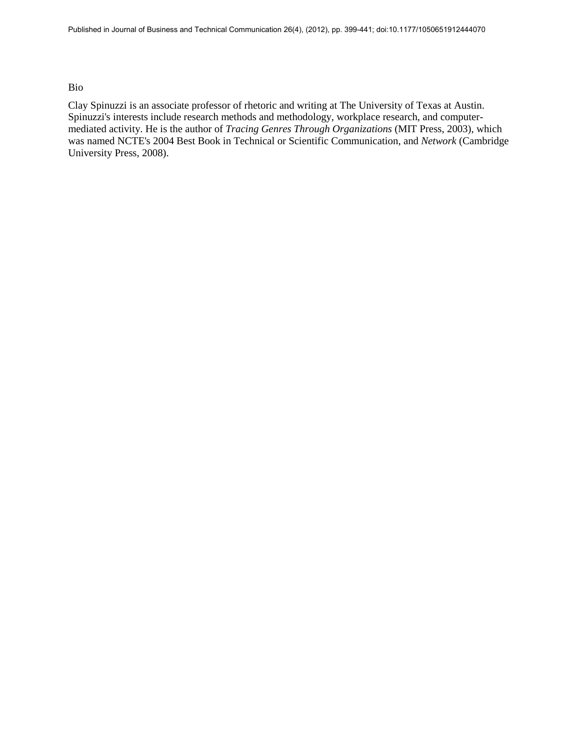Bio

Clay Spinuzzi is an associate professor of rhetoric and writing at The University of Texas at Austin. Spinuzzi's interests include research methods and methodology, workplace research, and computer-mediated activity. He is the author of *Tracing Genres Through Organizations* (MIT Press, 2003), which was named NCTE's 2004 Best Book in Technical or Scientific Communication, and *Network* (Cambridge University Press, 2008).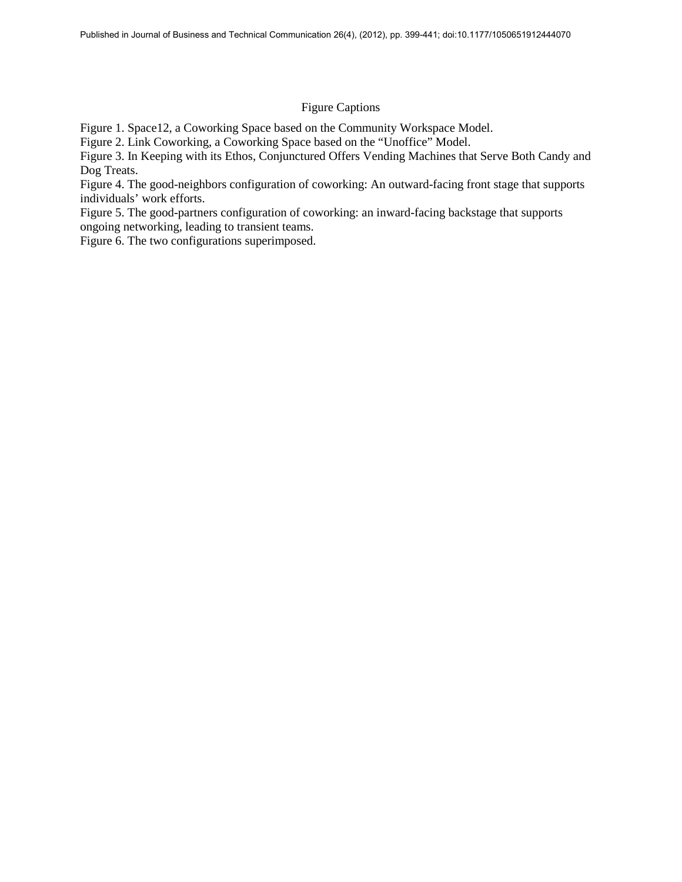# Figure Captions

Figure 1. Space12, a Coworking Space based on the Community Workspace Model.

Figure 2. Link Coworking, a Coworking Space based on the "Unoffice" Model.

Figure 3. In Keeping with its Ethos, Conjunctured Offers Vending Machines that Serve Both Candy and Dog Treats.

Figure 4. The good-neighbors configuration of coworking: An outward-facing front stage that supports individuals' work efforts.

Figure 5. The good-partners configuration of coworking: an inward-facing backstage that supports ongoing networking, leading to transient teams.

Figure 6. The two configurations superimposed.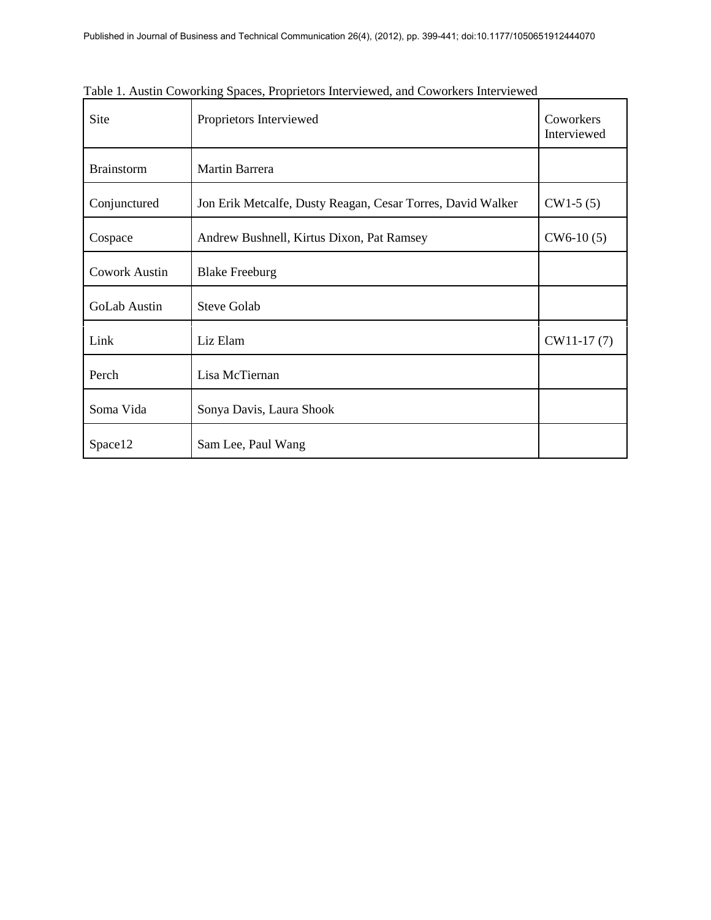Table 1. Austin Coworking Spaces, Proprietors Interviewed, and Coworkers Interviewed

| Site | Proprietors Interviewed | Coworkers Interviewed |
|---|---|---|
| Brainstorm | Martin Barrera | |
| Conjunctured | Jon Erik Metcalfe, Dusty Reagan, Cesar Torres, David Walker | CW1-5 (5) |
| Cospace | Andrew Bushnell, Kirtus Dixon, Pat Ramsey | CW6-10 (5) |
| Cowork Austin | Blake Freeburg | |
| GoLab Austin | Steve Golab | |
| Link | Liz Elam | CW11-17 (7) |
| Perch | Lisa McTiernan | |
| Soma Vida | Sonya Davis, Laura Shook | |
| Space12 | Sam Lee, Paul Wang | |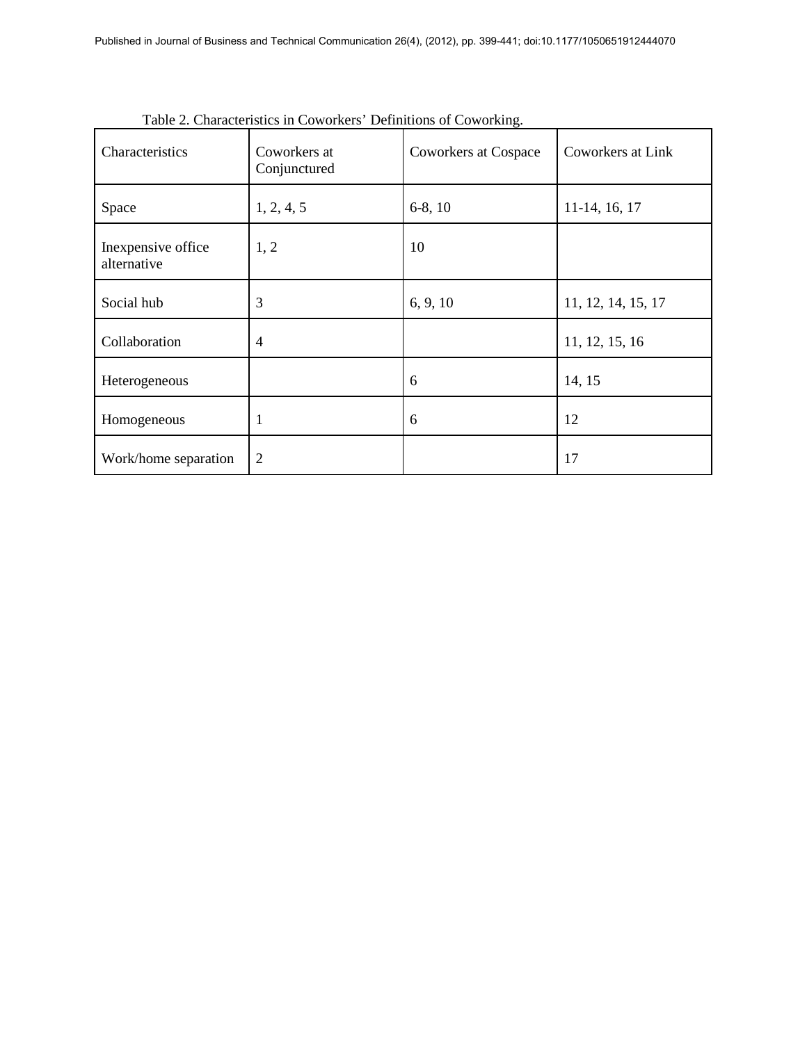Table 2. Characteristics in Coworkers' Definitions of Coworking.

| Characteristics | Coworkers at Conjunctured | Coworkers at Cospace | Coworkers at Link |
|---|---|---|---|
| Space | 1, 2, 4, 5 | 6-8, 10 | 11-14, 16, 17 |
| Inexpensive office alternative | 1, 2 | 10 | |
| Social hub | 3 | 6, 9, 10 | 11, 12, 14, 15, 17 |
| Collaboration | 4 | | 11, 12, 15, 16 |
| Heterogeneous | | 6 | 14, 15 |
| Homogeneous | 1 | 6 | 12 |
| Work/home separation | 2 | | 17 |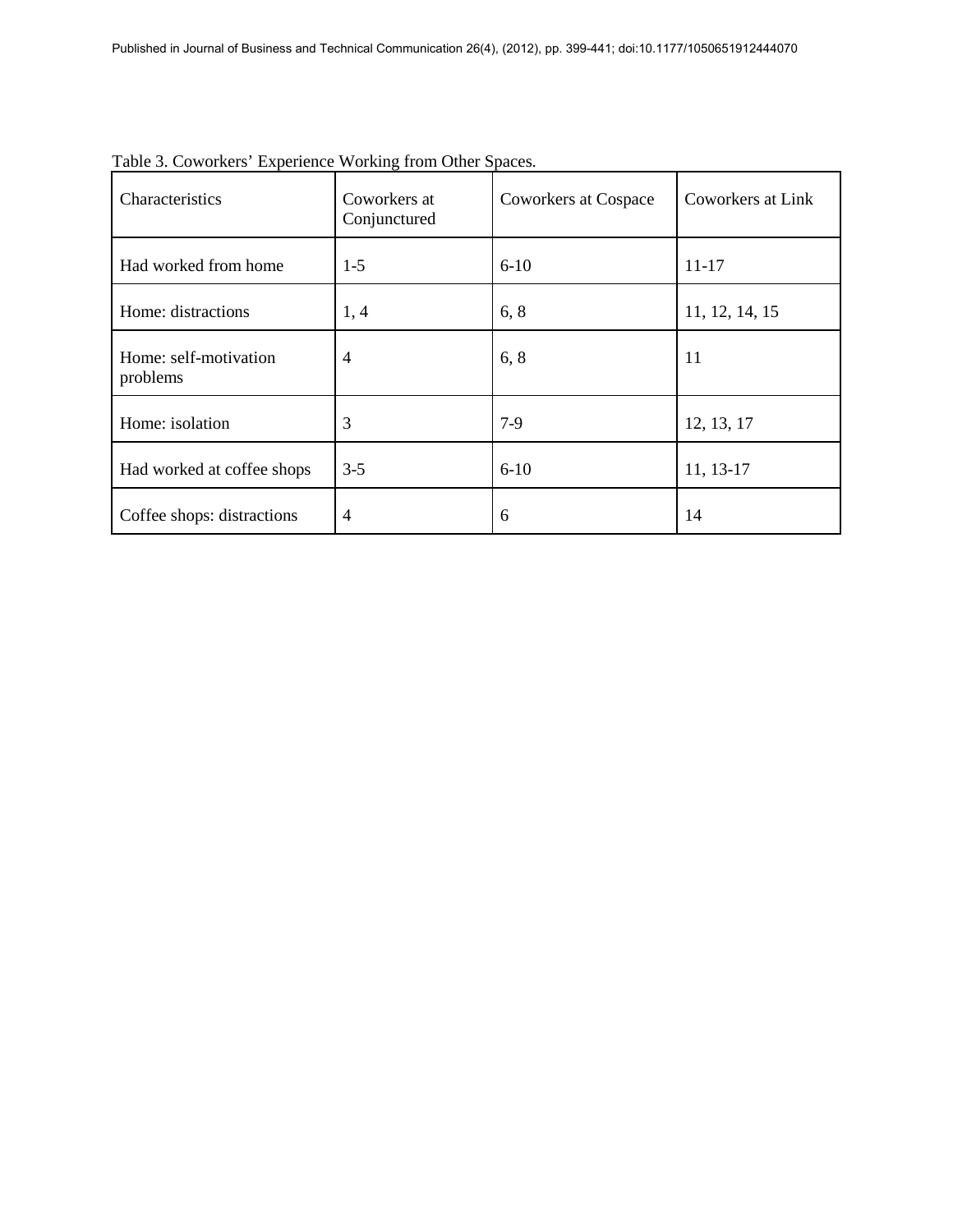Table 3. Coworkers' Experience Working from Other Spaces.

| Characteristics | Coworkers at Conjunctured | Coworkers at Cospace | Coworkers at Link |
|---|---|---|---|
| Had worked from home | 1-5 | 6-10 | 11-17 |
| Home: distractions | 1, 4 | 6, 8 | 11, 12, 14, 15 |
| Home: self-motivation problems | 4 | 6, 8 | 11 |
| Home: isolation | 3 | 7-9 | 12, 13, 17 |
| Had worked at coffee shops | 3-5 | 6-10 | 11, 13-17 |
| Coffee shops: distractions | 4 | 6 | 14 |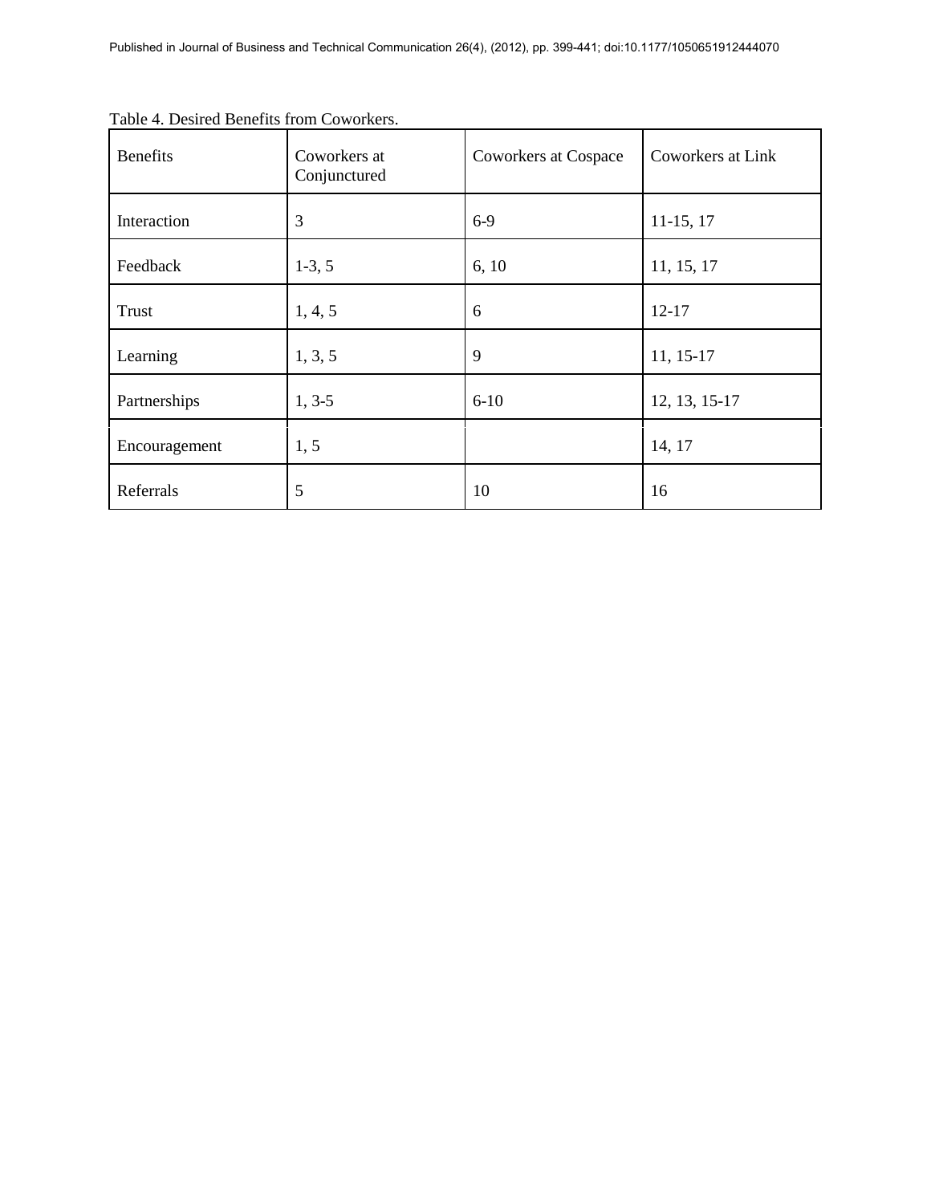Table 4. Desired Benefits from Coworkers.

| Benefits | Coworkers at Conjunctured | Coworkers at Cospace | Coworkers at Link |
|---|---|---|---|
| Interaction | 3 | 6-9 | 11-15, 17 |
| Feedback | 1-3, 5 | 6, 10 | 11, 15, 17 |
| Trust | 1, 4, 5 | 6 | 12-17 |
| Learning | 1, 3, 5 | 9 | 11, 15-17 |
| Partnerships | 1, 3-5 | 6-10 | 12, 13, 15-17 |
| Encouragement | 1, 5 | | 14, 17 |
| Referrals | 5 | 10 | 16 |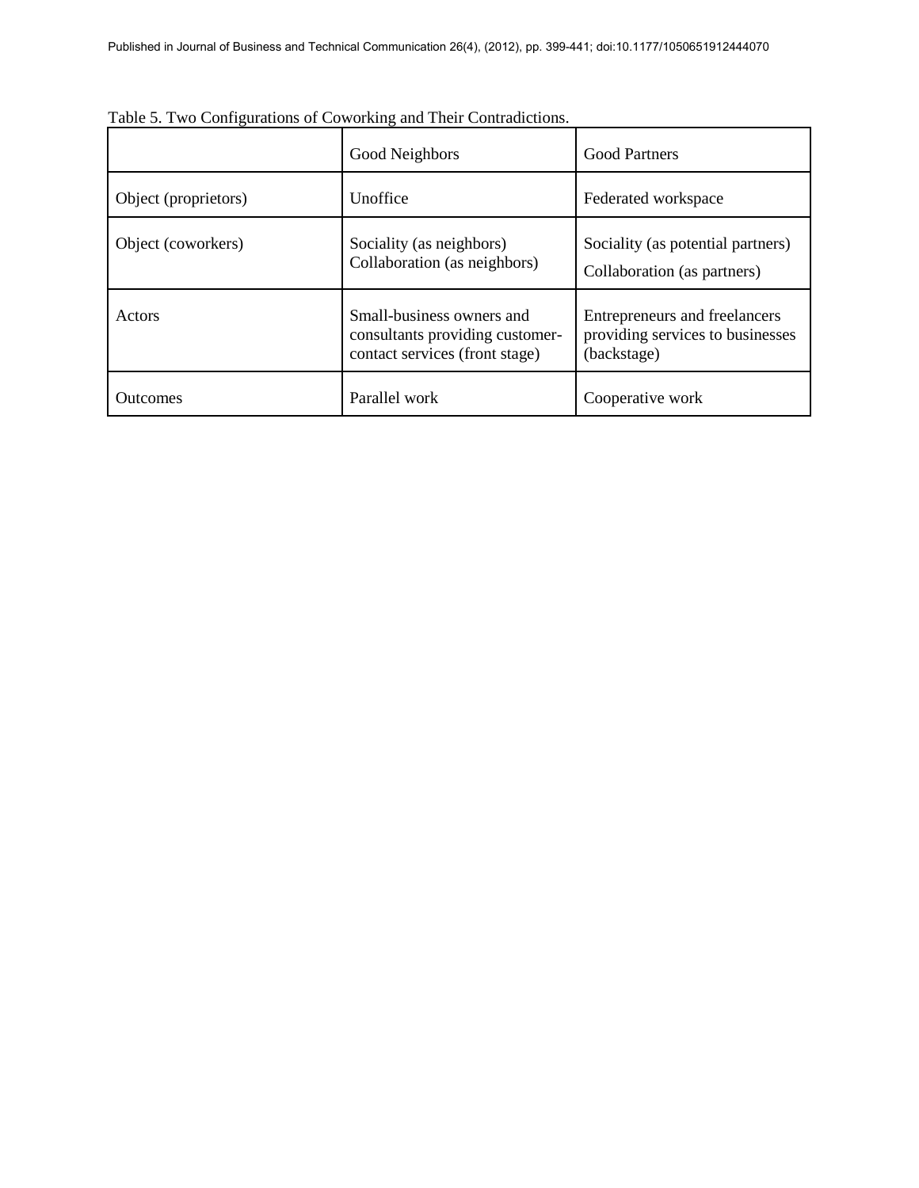Table 5. Two Configurations of Coworking and Their Contradictions.

| | Good Neighbors | Good Partners |
|---|---|---|
| Object (proprietors) | Unoffice | Federated workspace |
| Object (coworkers) | Sociality (as neighbors) Collaboration (as neighbors) | Sociality (as potential partners) Collaboration (as partners) |
| Actors | Small-business owners and consultants providing customer-contact services (front stage) | Entrepreneurs and freelancers providing services to businesses (backstage) |
| Outcomes | Parallel work | Cooperative work |